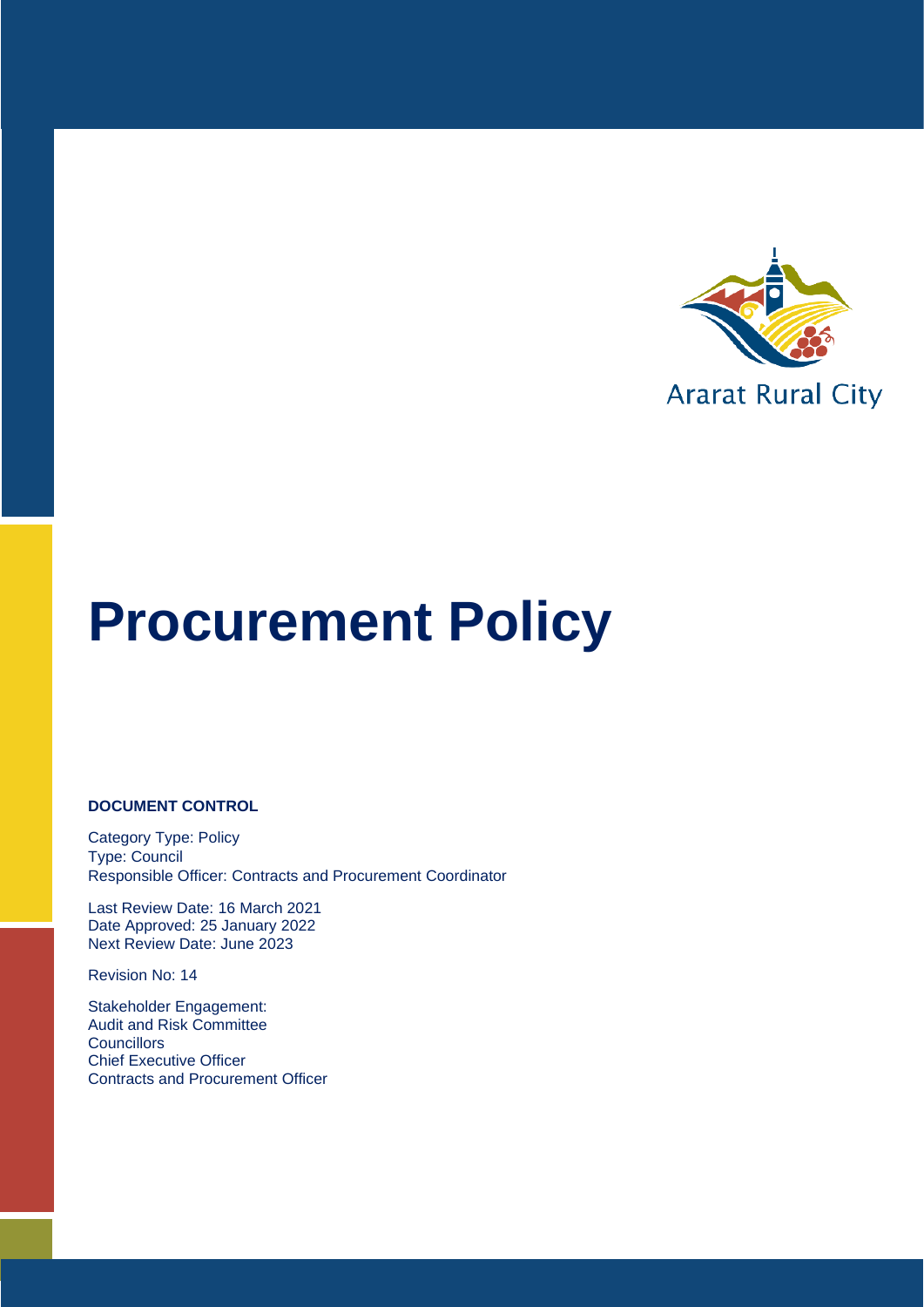Ararat Rural City

# Procurement Policy

**DOCUMENT CONTROL**

Category Type: Policy
Type: Council
Responsible Officer: Contracts and Procurement Coordinator

Last Review Date: 16 March 2021
Date Approved: 25 January 2022
Next Review Date: June 2023

Revision No: 14

Stakeholder Engagement:
Audit and Risk Committee
Councillors
Chief Executive Officer
Contracts and Procurement Officer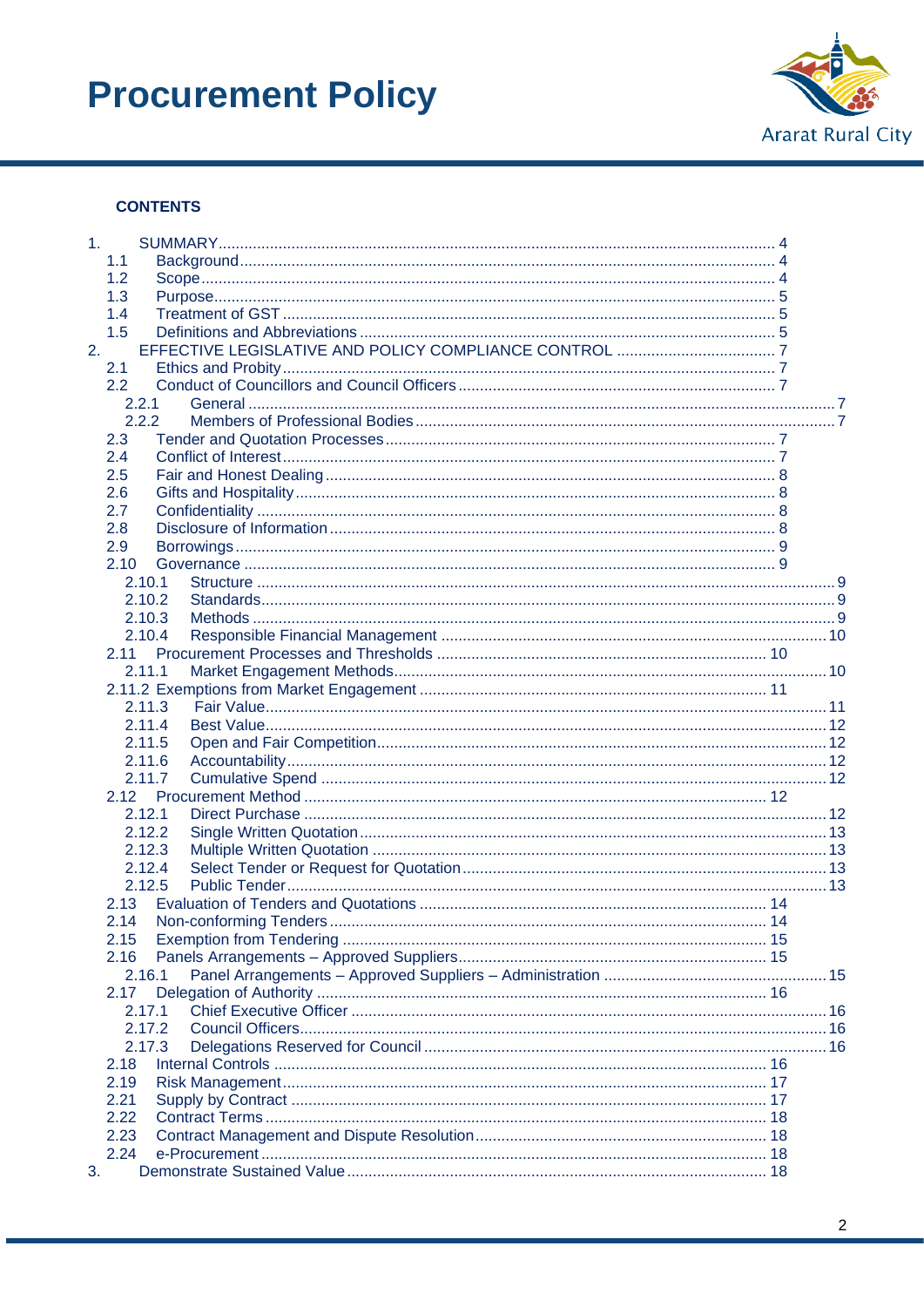# Procurement Policy

**CONTENTS**

1. SUMMARY ... 4
   - 1.1 Background ... 4
   - 1.2 Scope ... 4
   - 1.3 Purpose ... 5
   - 1.4 Treatment of GST ... 5
   - 1.5 Definitions and Abbreviations ... 5
2. EFFECTIVE LEGISLATIVE AND POLICY COMPLIANCE CONTROL ... 7
   - 2.1 Ethics and Probity ... 7
   - 2.2 Conduct of Councillors and Council Officers ... 7
     - 2.2.1 General ... 7
     - 2.2.2 Members of Professional Bodies ... 7
   - 2.3 Tender and Quotation Processes ... 7
   - 2.4 Conflict of Interest ... 7
   - 2.5 Fair and Honest Dealing ... 8
   - 2.6 Gifts and Hospitality ... 8
   - 2.7 Confidentiality ... 8
   - 2.8 Disclosure of Information ... 8
   - 2.9 Borrowings ... 9
   - 2.10 Governance ... 9
     - 2.10.1 Structure ... 9
     - 2.10.2 Standards ... 9
     - 2.10.3 Methods ... 9
     - 2.10.4 Responsible Financial Management ... 10
   - 2.11 Procurement Processes and Thresholds ... 10
     - 2.11.1 Market Engagement Methods ... 10
   - 2.11.2 Exemptions from Market Engagement ... 11
     - 2.11.3 Fair Value ... 11
     - 2.11.4 Best Value ... 12
     - 2.11.5 Open and Fair Competition ... 12
     - 2.11.6 Accountability ... 12
     - 2.11.7 Cumulative Spend ... 12
   - 2.12 Procurement Method ... 12
     - 2.12.1 Direct Purchase ... 12
     - 2.12.2 Single Written Quotation ... 13
     - 2.12.3 Multiple Written Quotation ... 13
     - 2.12.4 Select Tender or Request for Quotation ... 13
     - 2.12.5 Public Tender ... 13
   - 2.13 Evaluation of Tenders and Quotations ... 14
   - 2.14 Non-conforming Tenders ... 14
   - 2.15 Exemption from Tendering ... 15
   - 2.16 Panels Arrangements – Approved Suppliers ... 15
     - 2.16.1 Panel Arrangements – Approved Suppliers – Administration ... 15
   - 2.17 Delegation of Authority ... 16
     - 2.17.1 Chief Executive Officer ... 16
     - 2.17.2 Council Officers ... 16
     - 2.17.3 Delegations Reserved for Council ... 16
   - 2.18 Internal Controls ... 16
   - 2.19 Risk Management ... 17
   - 2.21 Supply by Contract ... 17
   - 2.22 Contract Terms ... 18
   - 2.23 Contract Management and Dispute Resolution ... 18
   - 2.24 e-Procurement ... 18
3. Demonstrate Sustained Value ... 18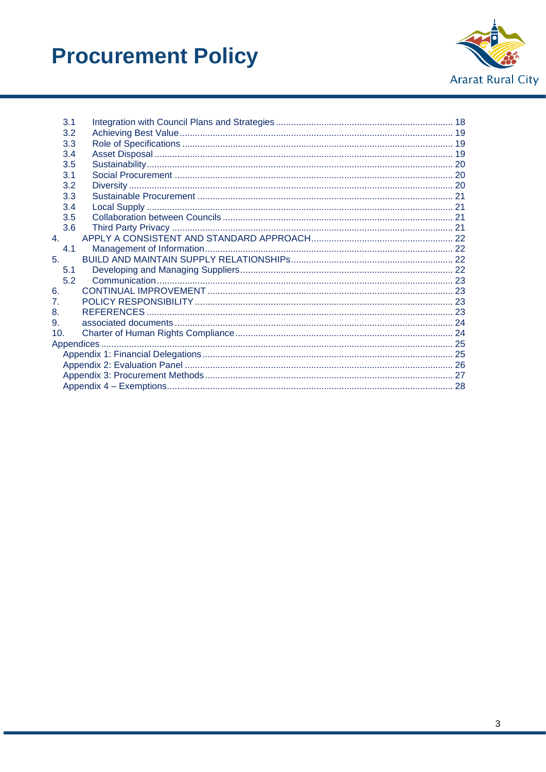3.1 Integration with Council Plans and Strategies ..... 18
3.2 Achieving Best Value ..... 19
3.3 Role of Specifications ..... 19
3.4 Asset Disposal ..... 19
3.5 Sustainability ..... 20
3.1 Social Procurement ..... 20
3.2 Diversity ..... 20
3.3 Sustainable Procurement ..... 21
3.4 Local Supply ..... 21
3.5 Collaboration between Councils ..... 21
3.6 Third Party Privacy ..... 21

4. APPLY A CONSISTENT AND STANDARD APPROACH ..... 22
   4.1 Management of Information ..... 22

5. BUILD AND MAINTAIN SUPPLY RELATIONSHIPs ..... 22
   5.1 Developing and Managing Suppliers ..... 22
   5.2 Communication ..... 23

6. CONTINUAL IMPROVEMENT ..... 23

7. POLICY RESPONSIBILITY ..... 23

8. REFERENCES ..... 23

9. associated documents ..... 24

10. Charter of Human Rights Compliance ..... 24

Appendices ..... 25
   Appendix 1: Financial Delegations ..... 25
   Appendix 2: Evaluation Panel ..... 26
   Appendix 3: Procurement Methods ..... 27
   Appendix 4 – Exemptions ..... 28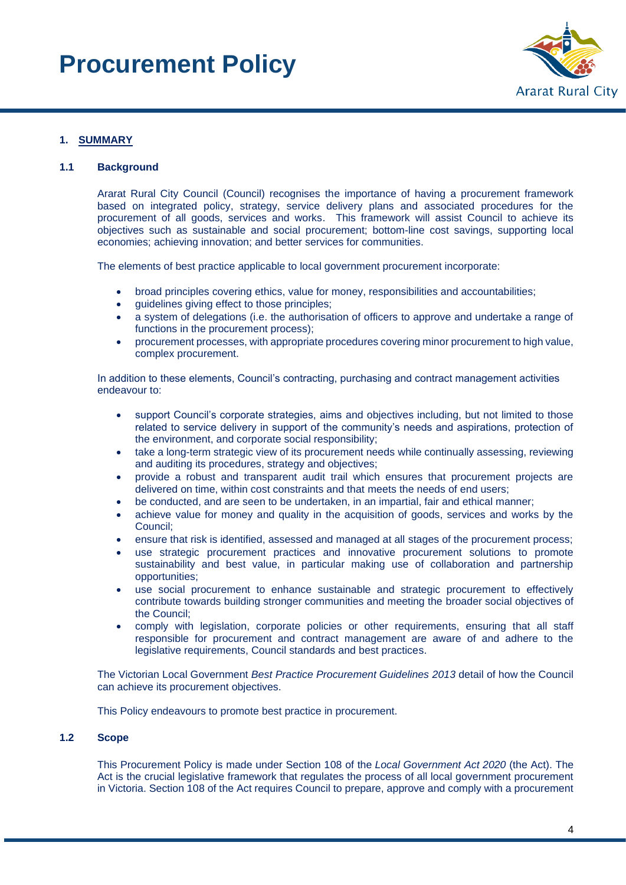# Procurement Policy

## 1. SUMMARY

### 1.1 Background

Ararat Rural City Council (Council) recognises the importance of having a procurement framework based on integrated policy, strategy, service delivery plans and associated procedures for the procurement of all goods, services and works. This framework will assist Council to achieve its objectives such as sustainable and social procurement; bottom-line cost savings, supporting local economies; achieving innovation; and better services for communities.

The elements of best practice applicable to local government procurement incorporate:

- broad principles covering ethics, value for money, responsibilities and accountabilities;
- guidelines giving effect to those principles;
- a system of delegations (i.e. the authorisation of officers to approve and undertake a range of functions in the procurement process);
- procurement processes, with appropriate procedures covering minor procurement to high value, complex procurement.

In addition to these elements, Council's contracting, purchasing and contract management activities endeavour to:

- support Council's corporate strategies, aims and objectives including, but not limited to those related to service delivery in support of the community's needs and aspirations, protection of the environment, and corporate social responsibility;
- take a long-term strategic view of its procurement needs while continually assessing, reviewing and auditing its procedures, strategy and objectives;
- provide a robust and transparent audit trail which ensures that procurement projects are delivered on time, within cost constraints and that meets the needs of end users;
- be conducted, and are seen to be undertaken, in an impartial, fair and ethical manner;
- achieve value for money and quality in the acquisition of goods, services and works by the Council;
- ensure that risk is identified, assessed and managed at all stages of the procurement process;
- use strategic procurement practices and innovative procurement solutions to promote sustainability and best value, in particular making use of collaboration and partnership opportunities;
- use social procurement to enhance sustainable and strategic procurement to effectively contribute towards building stronger communities and meeting the broader social objectives of the Council;
- comply with legislation, corporate policies or other requirements, ensuring that all staff responsible for procurement and contract management are aware of and adhere to the legislative requirements, Council standards and best practices.

The Victorian Local Government *Best Practice Procurement Guidelines 2013* detail of how the Council can achieve its procurement objectives.

This Policy endeavours to promote best practice in procurement.

### 1.2 Scope

This Procurement Policy is made under Section 108 of the *Local Government Act 2020* (the Act). The Act is the crucial legislative framework that regulates the process of all local government procurement in Victoria. Section 108 of the Act requires Council to prepare, approve and comply with a procurement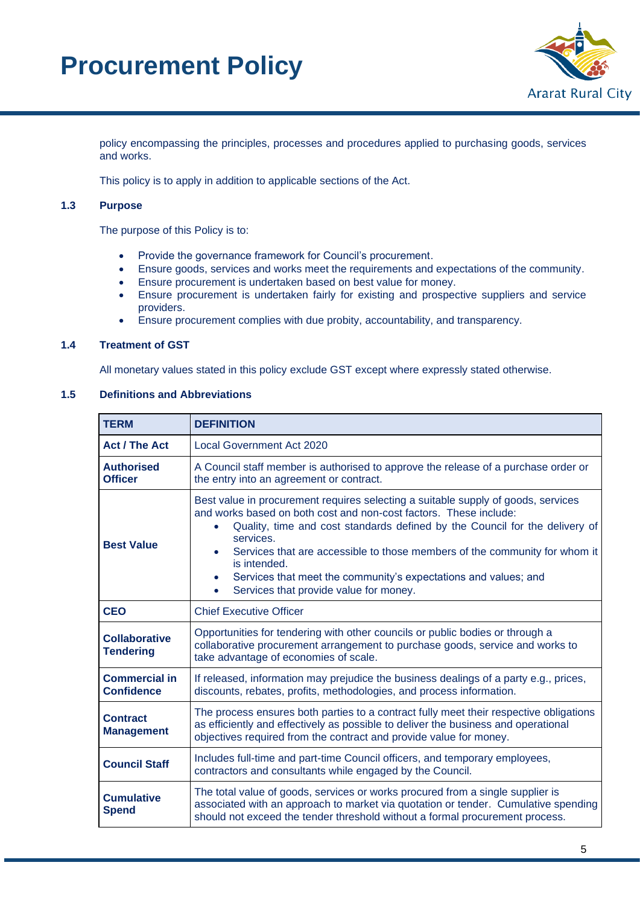policy encompassing the principles, processes and procedures applied to purchasing goods, services and works.

This policy is to apply in addition to applicable sections of the Act.

### 1.3 Purpose

The purpose of this Policy is to:

- Provide the governance framework for Council's procurement.
- Ensure goods, services and works meet the requirements and expectations of the community.
- Ensure procurement is undertaken based on best value for money.
- Ensure procurement is undertaken fairly for existing and prospective suppliers and service providers.
- Ensure procurement complies with due probity, accountability, and transparency.

### 1.4 Treatment of GST

All monetary values stated in this policy exclude GST except where expressly stated otherwise.

### 1.5 Definitions and Abbreviations

| TERM | DEFINITION |
|---|---|
| **Act / The Act** | Local Government Act 2020 |
| **Authorised Officer** | A Council staff member is authorised to approve the release of a purchase order or the entry into an agreement or contract. |
| **Best Value** | Best value in procurement requires selecting a suitable supply of goods, services and works based on both cost and non-cost factors. These include: <br>• Quality, time and cost standards defined by the Council for the delivery of services. <br>• Services that are accessible to those members of the community for whom it is intended. <br>• Services that meet the community's expectations and values; and <br>• Services that provide value for money. |
| **CEO** | Chief Executive Officer |
| **Collaborative Tendering** | Opportunities for tendering with other councils or public bodies or through a collaborative procurement arrangement to purchase goods, service and works to take advantage of economies of scale. |
| **Commercial in Confidence** | If released, information may prejudice the business dealings of a party e.g., prices, discounts, rebates, profits, methodologies, and process information. |
| **Contract Management** | The process ensures both parties to a contract fully meet their respective obligations as efficiently and effectively as possible to deliver the business and operational objectives required from the contract and provide value for money. |
| **Council Staff** | Includes full-time and part-time Council officers, and temporary employees, contractors and consultants while engaged by the Council. |
| **Cumulative Spend** | The total value of goods, services or works procured from a single supplier is associated with an approach to market via quotation or tender. Cumulative spending should not exceed the tender threshold without a formal procurement process. |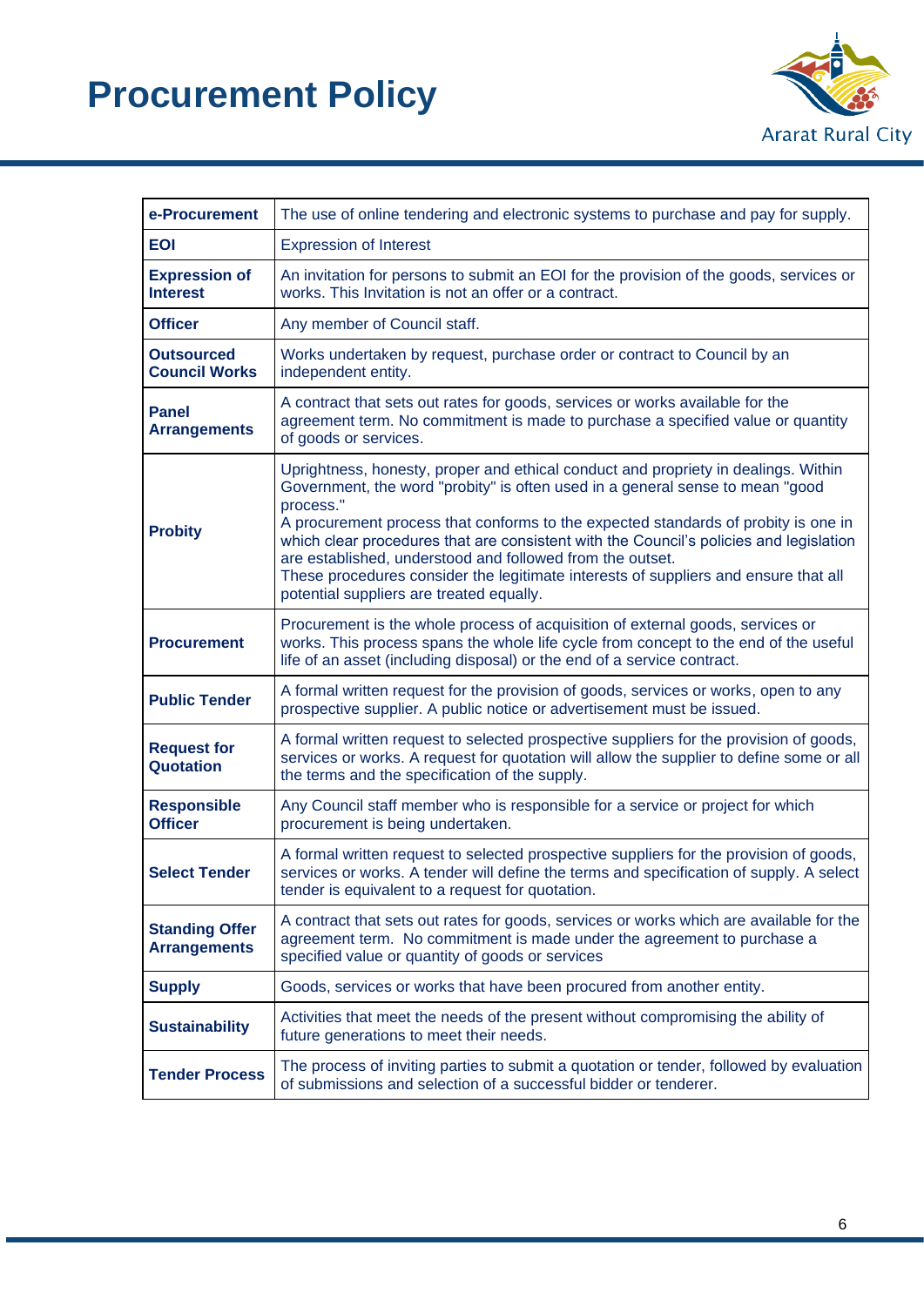| | |
|---|---|
| **e-Procurement** | The use of online tendering and electronic systems to purchase and pay for supply. |
| **EOI** | Expression of Interest |
| **Expression of Interest** | An invitation for persons to submit an EOI for the provision of the goods, services or works. This Invitation is not an offer or a contract. |
| **Officer** | Any member of Council staff. |
| **Outsourced Council Works** | Works undertaken by request, purchase order or contract to Council by an independent entity. |
| **Panel Arrangements** | A contract that sets out rates for goods, services or works available for the agreement term. No commitment is made to purchase a specified value or quantity of goods or services. |
| **Probity** | Uprightness, honesty, proper and ethical conduct and propriety in dealings. Within Government, the word "probity" is often used in a general sense to mean "good process."<br>A procurement process that conforms to the expected standards of probity is one in which clear procedures that are consistent with the Council's policies and legislation are established, understood and followed from the outset.<br>These procedures consider the legitimate interests of suppliers and ensure that all potential suppliers are treated equally. |
| **Procurement** | Procurement is the whole process of acquisition of external goods, services or works. This process spans the whole life cycle from concept to the end of the useful life of an asset (including disposal) or the end of a service contract. |
| **Public Tender** | A formal written request for the provision of goods, services or works, open to any prospective supplier. A public notice or advertisement must be issued. |
| **Request for Quotation** | A formal written request to selected prospective suppliers for the provision of goods, services or works. A request for quotation will allow the supplier to define some or all the terms and the specification of the supply. |
| **Responsible Officer** | Any Council staff member who is responsible for a service or project for which procurement is being undertaken. |
| **Select Tender** | A formal written request to selected prospective suppliers for the provision of goods, services or works. A tender will define the terms and specification of supply. A select tender is equivalent to a request for quotation. |
| **Standing Offer Arrangements** | A contract that sets out rates for goods, services or works which are available for the agreement term. No commitment is made under the agreement to purchase a specified value or quantity of goods or services |
| **Supply** | Goods, services or works that have been procured from another entity. |
| **Sustainability** | Activities that meet the needs of the present without compromising the ability of future generations to meet their needs. |
| **Tender Process** | The process of inviting parties to submit a quotation or tender, followed by evaluation of submissions and selection of a successful bidder or tenderer. |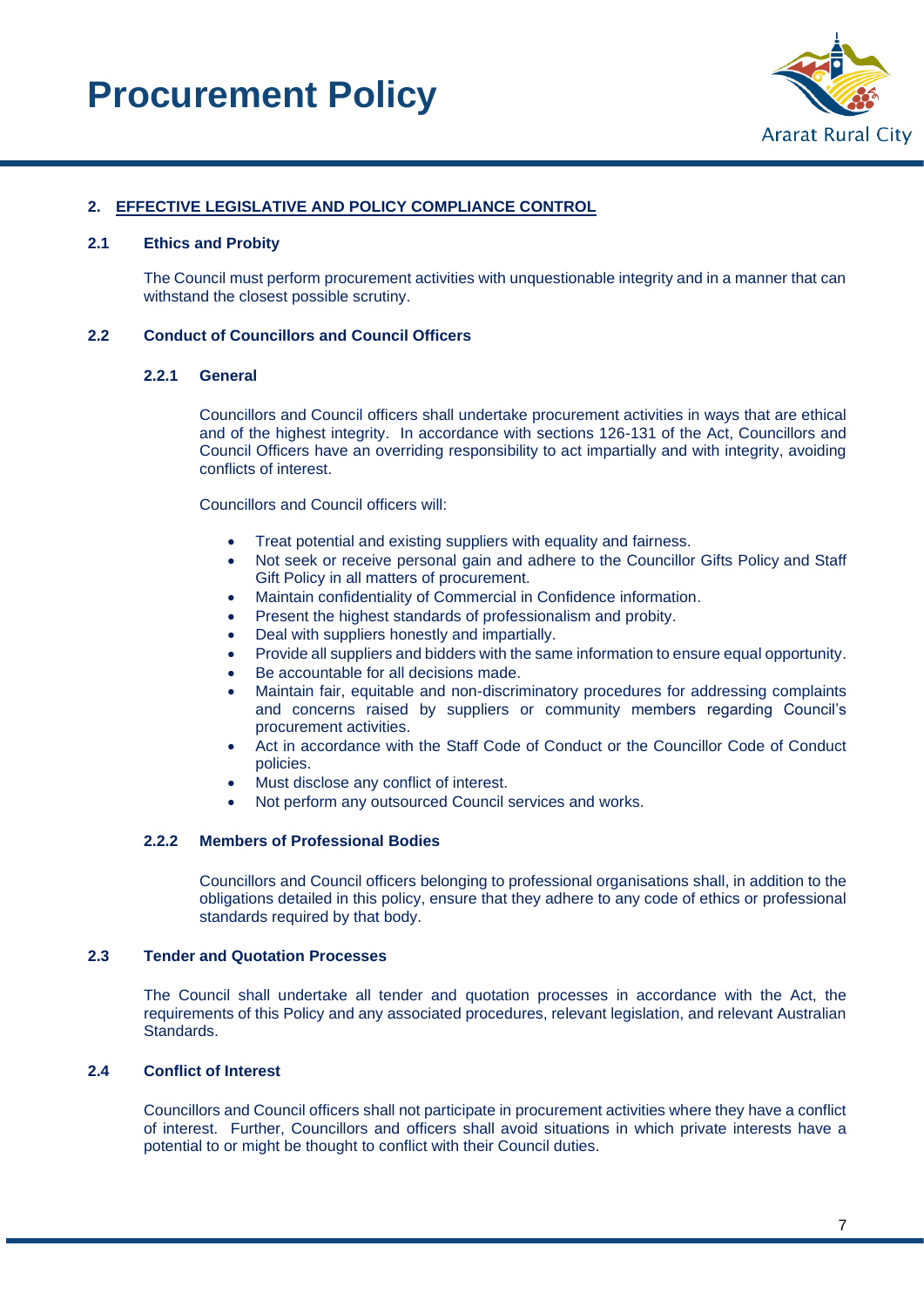## 2. EFFECTIVE LEGISLATIVE AND POLICY COMPLIANCE CONTROL

### 2.1 Ethics and Probity

The Council must perform procurement activities with unquestionable integrity and in a manner that can withstand the closest possible scrutiny.

### 2.2 Conduct of Councillors and Council Officers

#### 2.2.1 General

Councillors and Council officers shall undertake procurement activities in ways that are ethical and of the highest integrity. In accordance with sections 126-131 of the Act, Councillors and Council Officers have an overriding responsibility to act impartially and with integrity, avoiding conflicts of interest.

Councillors and Council officers will:

- Treat potential and existing suppliers with equality and fairness.
- Not seek or receive personal gain and adhere to the Councillor Gifts Policy and Staff Gift Policy in all matters of procurement.
- Maintain confidentiality of Commercial in Confidence information.
- Present the highest standards of professionalism and probity.
- Deal with suppliers honestly and impartially.
- Provide all suppliers and bidders with the same information to ensure equal opportunity.
- Be accountable for all decisions made.
- Maintain fair, equitable and non-discriminatory procedures for addressing complaints and concerns raised by suppliers or community members regarding Council's procurement activities.
- Act in accordance with the Staff Code of Conduct or the Councillor Code of Conduct policies.
- Must disclose any conflict of interest.
- Not perform any outsourced Council services and works.

#### 2.2.2 Members of Professional Bodies

Councillors and Council officers belonging to professional organisations shall, in addition to the obligations detailed in this policy, ensure that they adhere to any code of ethics or professional standards required by that body.

### 2.3 Tender and Quotation Processes

The Council shall undertake all tender and quotation processes in accordance with the Act, the requirements of this Policy and any associated procedures, relevant legislation, and relevant Australian Standards.

### 2.4 Conflict of Interest

Councillors and Council officers shall not participate in procurement activities where they have a conflict of interest. Further, Councillors and officers shall avoid situations in which private interests have a potential to or might be thought to conflict with their Council duties.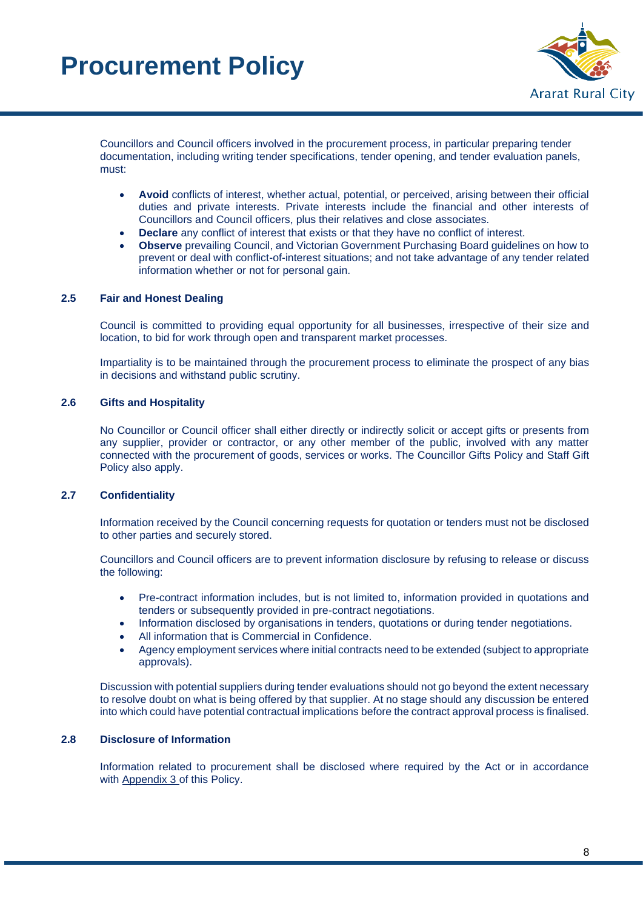Councillors and Council officers involved in the procurement process, in particular preparing tender documentation, including writing tender specifications, tender opening, and tender evaluation panels, must:

- **Avoid** conflicts of interest, whether actual, potential, or perceived, arising between their official duties and private interests. Private interests include the financial and other interests of Councillors and Council officers, plus their relatives and close associates.
- **Declare** any conflict of interest that exists or that they have no conflict of interest.
- **Observe** prevailing Council, and Victorian Government Purchasing Board guidelines on how to prevent or deal with conflict-of-interest situations; and not take advantage of any tender related information whether or not for personal gain.

### 2.5 Fair and Honest Dealing

Council is committed to providing equal opportunity for all businesses, irrespective of their size and location, to bid for work through open and transparent market processes.

Impartiality is to be maintained through the procurement process to eliminate the prospect of any bias in decisions and withstand public scrutiny.

### 2.6 Gifts and Hospitality

No Councillor or Council officer shall either directly or indirectly solicit or accept gifts or presents from any supplier, provider or contractor, or any other member of the public, involved with any matter connected with the procurement of goods, services or works. The Councillor Gifts Policy and Staff Gift Policy also apply.

### 2.7 Confidentiality

Information received by the Council concerning requests for quotation or tenders must not be disclosed to other parties and securely stored.

Councillors and Council officers are to prevent information disclosure by refusing to release or discuss the following:

- Pre-contract information includes, but is not limited to, information provided in quotations and tenders or subsequently provided in pre-contract negotiations.
- Information disclosed by organisations in tenders, quotations or during tender negotiations.
- All information that is Commercial in Confidence.
- Agency employment services where initial contracts need to be extended (subject to appropriate approvals).

Discussion with potential suppliers during tender evaluations should not go beyond the extent necessary to resolve doubt on what is being offered by that supplier. At no stage should any discussion be entered into which could have potential contractual implications before the contract approval process is finalised.

### 2.8 Disclosure of Information

Information related to procurement shall be disclosed where required by the Act or in accordance with Appendix 3 of this Policy.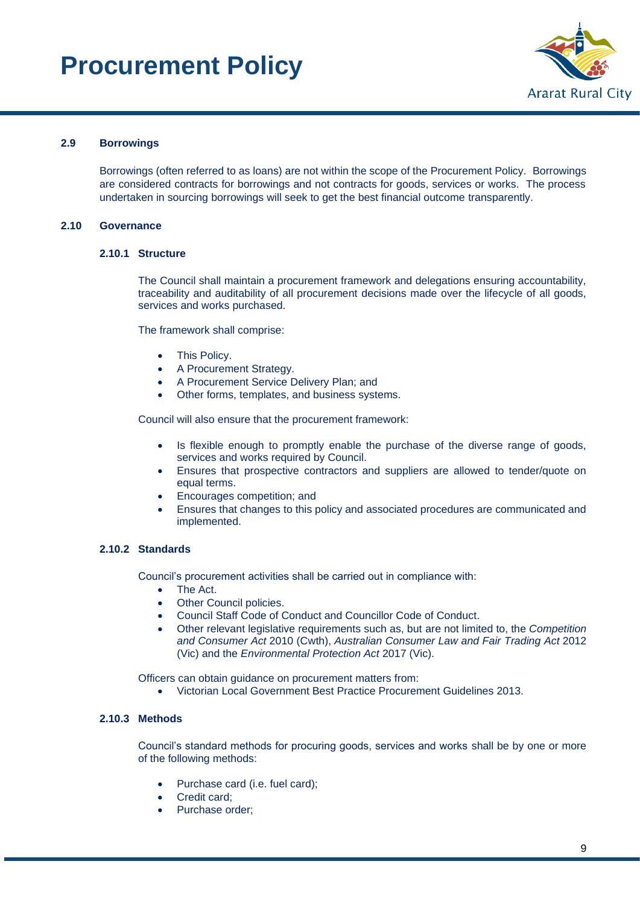### 2.9 Borrowings

Borrowings (often referred to as loans) are not within the scope of the Procurement Policy. Borrowings are considered contracts for borrowings and not contracts for goods, services or works. The process undertaken in sourcing borrowings will seek to get the best financial outcome transparently.

### 2.10 Governance

#### 2.10.1 Structure

The Council shall maintain a procurement framework and delegations ensuring accountability, traceability and auditability of all procurement decisions made over the lifecycle of all goods, services and works purchased.

The framework shall comprise:

- This Policy.
- A Procurement Strategy.
- A Procurement Service Delivery Plan; and
- Other forms, templates, and business systems.

Council will also ensure that the procurement framework:

- Is flexible enough to promptly enable the purchase of the diverse range of goods, services and works required by Council.
- Ensures that prospective contractors and suppliers are allowed to tender/quote on equal terms.
- Encourages competition; and
- Ensures that changes to this policy and associated procedures are communicated and implemented.

#### 2.10.2 Standards

Council's procurement activities shall be carried out in compliance with:

- The Act.
- Other Council policies.
- Council Staff Code of Conduct and Councillor Code of Conduct.
- Other relevant legislative requirements such as, but are not limited to, the *Competition and Consumer Act* 2010 (Cwth), *Australian Consumer Law and Fair Trading Act* 2012 (Vic) and the *Environmental Protection Act* 2017 (Vic).

Officers can obtain guidance on procurement matters from:

- Victorian Local Government Best Practice Procurement Guidelines 2013.

#### 2.10.3 Methods

Council's standard methods for procuring goods, services and works shall be by one or more of the following methods:

- Purchase card (i.e. fuel card);
- Credit card;
- Purchase order;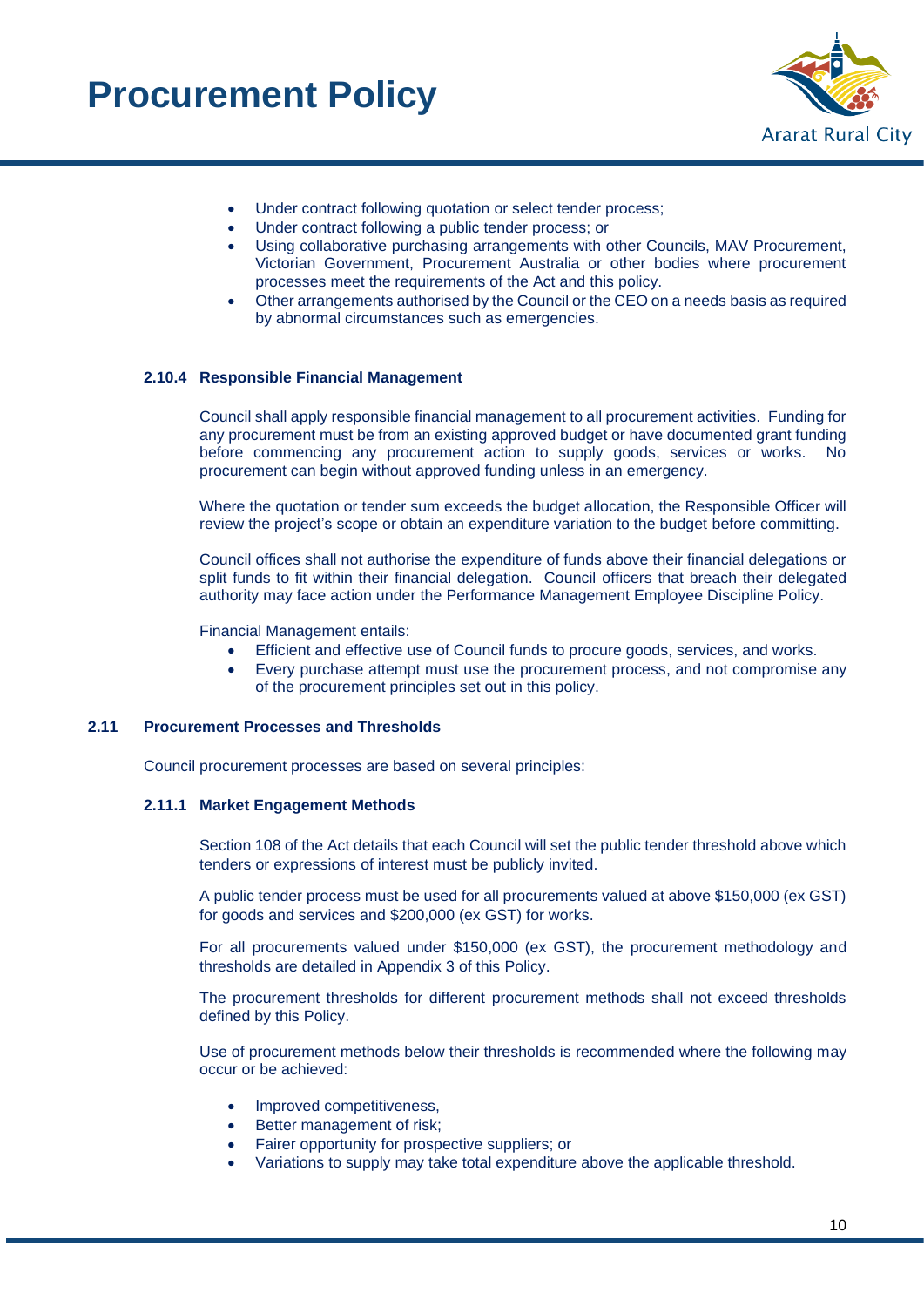- Under contract following quotation or select tender process;
- Under contract following a public tender process; or
- Using collaborative purchasing arrangements with other Councils, MAV Procurement, Victorian Government, Procurement Australia or other bodies where procurement processes meet the requirements of the Act and this policy.
- Other arrangements authorised by the Council or the CEO on a needs basis as required by abnormal circumstances such as emergencies.

#### 2.10.4 Responsible Financial Management

Council shall apply responsible financial management to all procurement activities. Funding for any procurement must be from an existing approved budget or have documented grant funding before commencing any procurement action to supply goods, services or works. No procurement can begin without approved funding unless in an emergency.

Where the quotation or tender sum exceeds the budget allocation, the Responsible Officer will review the project's scope or obtain an expenditure variation to the budget before committing.

Council offices shall not authorise the expenditure of funds above their financial delegations or split funds to fit within their financial delegation. Council officers that breach their delegated authority may face action under the Performance Management Employee Discipline Policy.

Financial Management entails:

- Efficient and effective use of Council funds to procure goods, services, and works.
- Every purchase attempt must use the procurement process, and not compromise any of the procurement principles set out in this policy.

### 2.11 Procurement Processes and Thresholds

Council procurement processes are based on several principles:

#### 2.11.1 Market Engagement Methods

Section 108 of the Act details that each Council will set the public tender threshold above which tenders or expressions of interest must be publicly invited.

A public tender process must be used for all procurements valued at above $150,000 (ex GST) for goods and services and $200,000 (ex GST) for works.

For all procurements valued under $150,000 (ex GST), the procurement methodology and thresholds are detailed in Appendix 3 of this Policy.

The procurement thresholds for different procurement methods shall not exceed thresholds defined by this Policy.

Use of procurement methods below their thresholds is recommended where the following may occur or be achieved:

- Improved competitiveness,
- Better management of risk;
- Fairer opportunity for prospective suppliers; or
- Variations to supply may take total expenditure above the applicable threshold.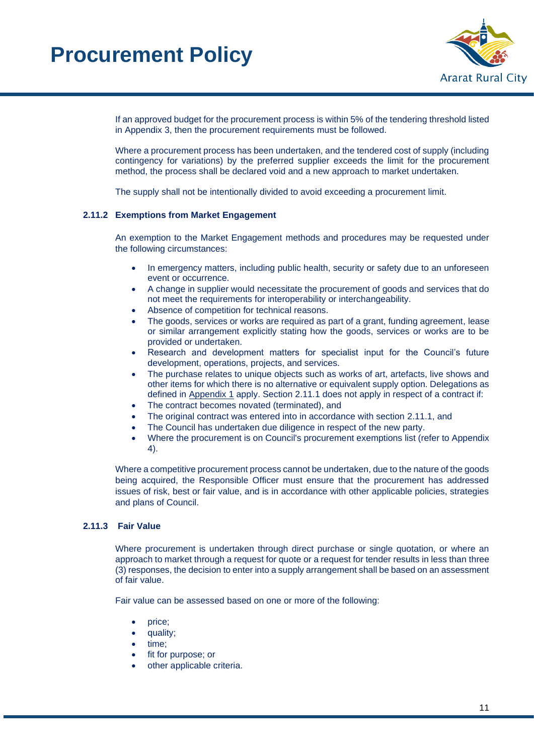If an approved budget for the procurement process is within 5% of the tendering threshold listed in Appendix 3, then the procurement requirements must be followed.

Where a procurement process has been undertaken, and the tendered cost of supply (including contingency for variations) by the preferred supplier exceeds the limit for the procurement method, the process shall be declared void and a new approach to market undertaken.

The supply shall not be intentionally divided to avoid exceeding a procurement limit.

#### 2.11.2 Exemptions from Market Engagement

An exemption to the Market Engagement methods and procedures may be requested under the following circumstances:

- In emergency matters, including public health, security or safety due to an unforeseen event or occurrence.
- A change in supplier would necessitate the procurement of goods and services that do not meet the requirements for interoperability or interchangeability.
- Absence of competition for technical reasons.
- The goods, services or works are required as part of a grant, funding agreement, lease or similar arrangement explicitly stating how the goods, services or works are to be provided or undertaken.
- Research and development matters for specialist input for the Council's future development, operations, projects, and services.
- The purchase relates to unique objects such as works of art, artefacts, live shows and other items for which there is no alternative or equivalent supply option. Delegations as defined in Appendix 1 apply. Section 2.11.1 does not apply in respect of a contract if:
- The contract becomes novated (terminated), and
- The original contract was entered into in accordance with section 2.11.1, and
- The Council has undertaken due diligence in respect of the new party.
- Where the procurement is on Council's procurement exemptions list (refer to Appendix 4).

Where a competitive procurement process cannot be undertaken, due to the nature of the goods being acquired, the Responsible Officer must ensure that the procurement has addressed issues of risk, best or fair value, and is in accordance with other applicable policies, strategies and plans of Council.

#### 2.11.3 Fair Value

Where procurement is undertaken through direct purchase or single quotation, or where an approach to market through a request for quote or a request for tender results in less than three (3) responses, the decision to enter into a supply arrangement shall be based on an assessment of fair value.

Fair value can be assessed based on one or more of the following:

- price;
- quality;
- time;
- fit for purpose; or
- other applicable criteria.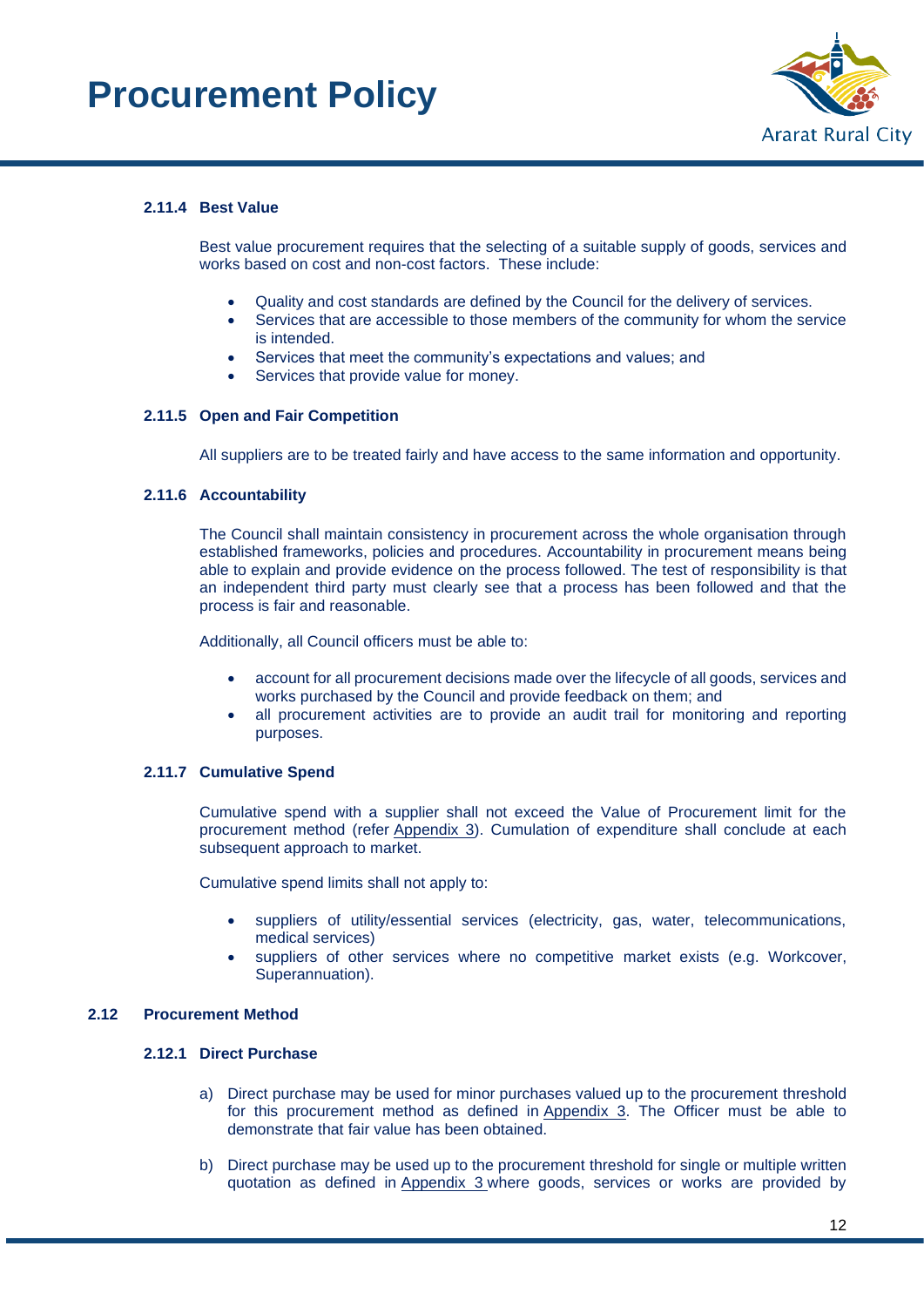#### 2.11.4 Best Value

Best value procurement requires that the selecting of a suitable supply of goods, services and works based on cost and non-cost factors. These include:

- Quality and cost standards are defined by the Council for the delivery of services.
- Services that are accessible to those members of the community for whom the service is intended.
- Services that meet the community's expectations and values; and
- Services that provide value for money.

#### 2.11.5 Open and Fair Competition

All suppliers are to be treated fairly and have access to the same information and opportunity.

#### 2.11.6 Accountability

The Council shall maintain consistency in procurement across the whole organisation through established frameworks, policies and procedures. Accountability in procurement means being able to explain and provide evidence on the process followed. The test of responsibility is that an independent third party must clearly see that a process has been followed and that the process is fair and reasonable.

Additionally, all Council officers must be able to:

- account for all procurement decisions made over the lifecycle of all goods, services and works purchased by the Council and provide feedback on them; and
- all procurement activities are to provide an audit trail for monitoring and reporting purposes.

#### 2.11.7 Cumulative Spend

Cumulative spend with a supplier shall not exceed the Value of Procurement limit for the procurement method (refer Appendix 3). Cumulation of expenditure shall conclude at each subsequent approach to market.

Cumulative spend limits shall not apply to:

- suppliers of utility/essential services (electricity, gas, water, telecommunications, medical services)
- suppliers of other services where no competitive market exists (e.g. Workcover, Superannuation).

### 2.12 Procurement Method

#### 2.12.1 Direct Purchase

a) Direct purchase may be used for minor purchases valued up to the procurement threshold for this procurement method as defined in Appendix 3. The Officer must be able to demonstrate that fair value has been obtained.

b) Direct purchase may be used up to the procurement threshold for single or multiple written quotation as defined in Appendix 3 where goods, services or works are provided by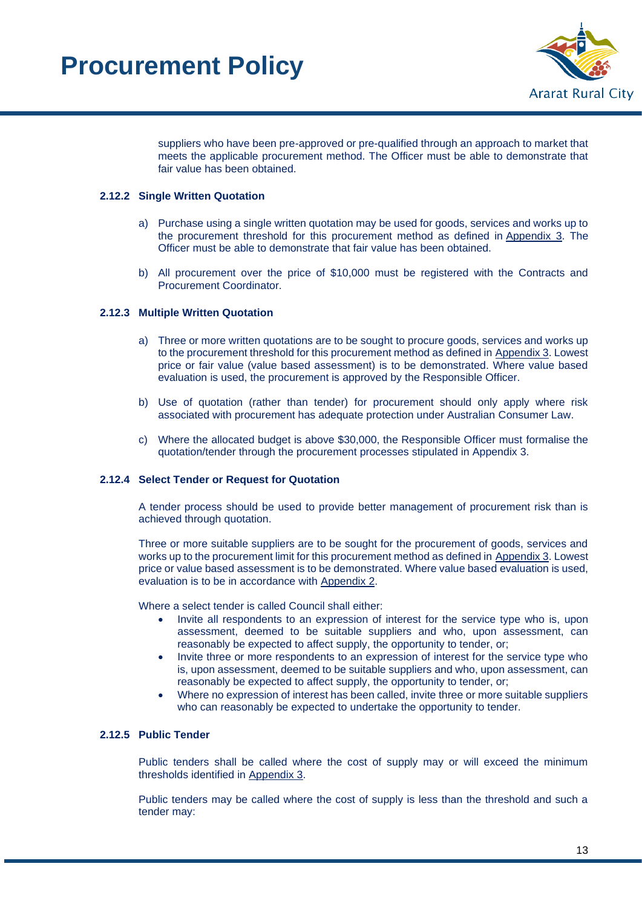suppliers who have been pre-approved or pre-qualified through an approach to market that meets the applicable procurement method. The Officer must be able to demonstrate that fair value has been obtained.

#### 2.12.2 Single Written Quotation

a) Purchase using a single written quotation may be used for goods, services and works up to the procurement threshold for this procurement method as defined in Appendix 3. The Officer must be able to demonstrate that fair value has been obtained.

b) All procurement over the price of $10,000 must be registered with the Contracts and Procurement Coordinator.

#### 2.12.3 Multiple Written Quotation

a) Three or more written quotations are to be sought to procure goods, services and works up to the procurement threshold for this procurement method as defined in Appendix 3. Lowest price or fair value (value based assessment) is to be demonstrated. Where value based evaluation is used, the procurement is approved by the Responsible Officer.

b) Use of quotation (rather than tender) for procurement should only apply where risk associated with procurement has adequate protection under Australian Consumer Law.

c) Where the allocated budget is above $30,000, the Responsible Officer must formalise the quotation/tender through the procurement processes stipulated in Appendix 3.

#### 2.12.4 Select Tender or Request for Quotation

A tender process should be used to provide better management of procurement risk than is achieved through quotation.

Three or more suitable suppliers are to be sought for the procurement of goods, services and works up to the procurement limit for this procurement method as defined in Appendix 3. Lowest price or value based assessment is to be demonstrated. Where value based evaluation is used, evaluation is to be in accordance with Appendix 2.

Where a select tender is called Council shall either:

- Invite all respondents to an expression of interest for the service type who is, upon assessment, deemed to be suitable suppliers and who, upon assessment, can reasonably be expected to affect supply, the opportunity to tender, or;
- Invite three or more respondents to an expression of interest for the service type who is, upon assessment, deemed to be suitable suppliers and who, upon assessment, can reasonably be expected to affect supply, the opportunity to tender, or;
- Where no expression of interest has been called, invite three or more suitable suppliers who can reasonably be expected to undertake the opportunity to tender.

#### 2.12.5 Public Tender

Public tenders shall be called where the cost of supply may or will exceed the minimum thresholds identified in Appendix 3.

Public tenders may be called where the cost of supply is less than the threshold and such a tender may: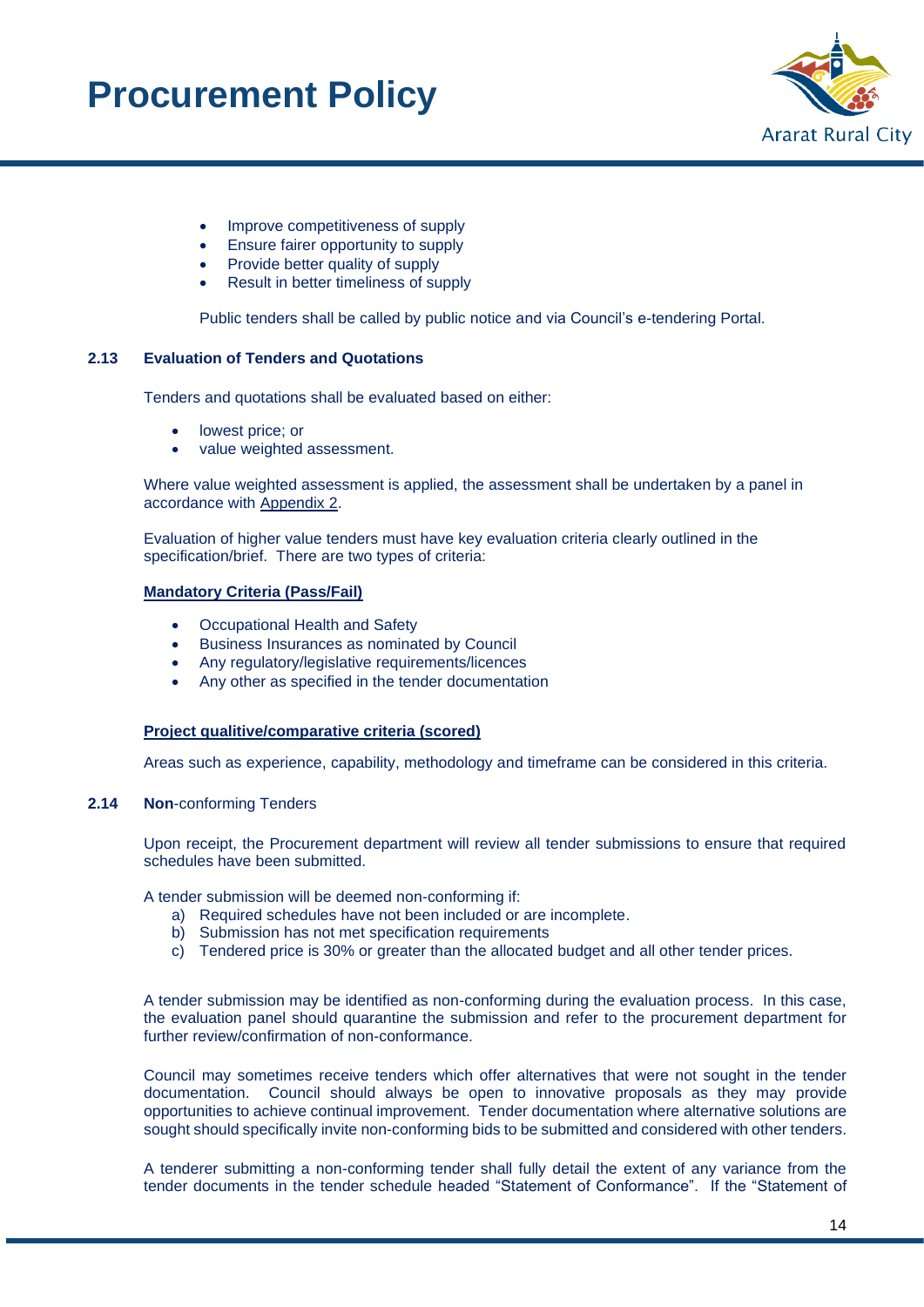- Improve competitiveness of supply
- Ensure fairer opportunity to supply
- Provide better quality of supply
- Result in better timeliness of supply

Public tenders shall be called by public notice and via Council's e-tendering Portal.

### 2.13 Evaluation of Tenders and Quotations

Tenders and quotations shall be evaluated based on either:

- lowest price; or
- value weighted assessment.

Where value weighted assessment is applied, the assessment shall be undertaken by a panel in accordance with Appendix 2.

Evaluation of higher value tenders must have key evaluation criteria clearly outlined in the specification/brief. There are two types of criteria:

**Mandatory Criteria (Pass/Fail)**

- Occupational Health and Safety
- Business Insurances as nominated by Council
- Any regulatory/legislative requirements/licences
- Any other as specified in the tender documentation

**Project qualitive/comparative criteria (scored)**

Areas such as experience, capability, methodology and timeframe can be considered in this criteria.

### 2.14 **Non**-conforming Tenders

Upon receipt, the Procurement department will review all tender submissions to ensure that required schedules have been submitted.

A tender submission will be deemed non-conforming if:

a) Required schedules have not been included or are incomplete.
b) Submission has not met specification requirements
c) Tendered price is 30% or greater than the allocated budget and all other tender prices.

A tender submission may be identified as non-conforming during the evaluation process. In this case, the evaluation panel should quarantine the submission and refer to the procurement department for further review/confirmation of non-conformance.

Council may sometimes receive tenders which offer alternatives that were not sought in the tender documentation. Council should always be open to innovative proposals as they may provide opportunities to achieve continual improvement. Tender documentation where alternative solutions are sought should specifically invite non-conforming bids to be submitted and considered with other tenders.

A tenderer submitting a non-conforming tender shall fully detail the extent of any variance from the tender documents in the tender schedule headed "Statement of Conformance". If the "Statement of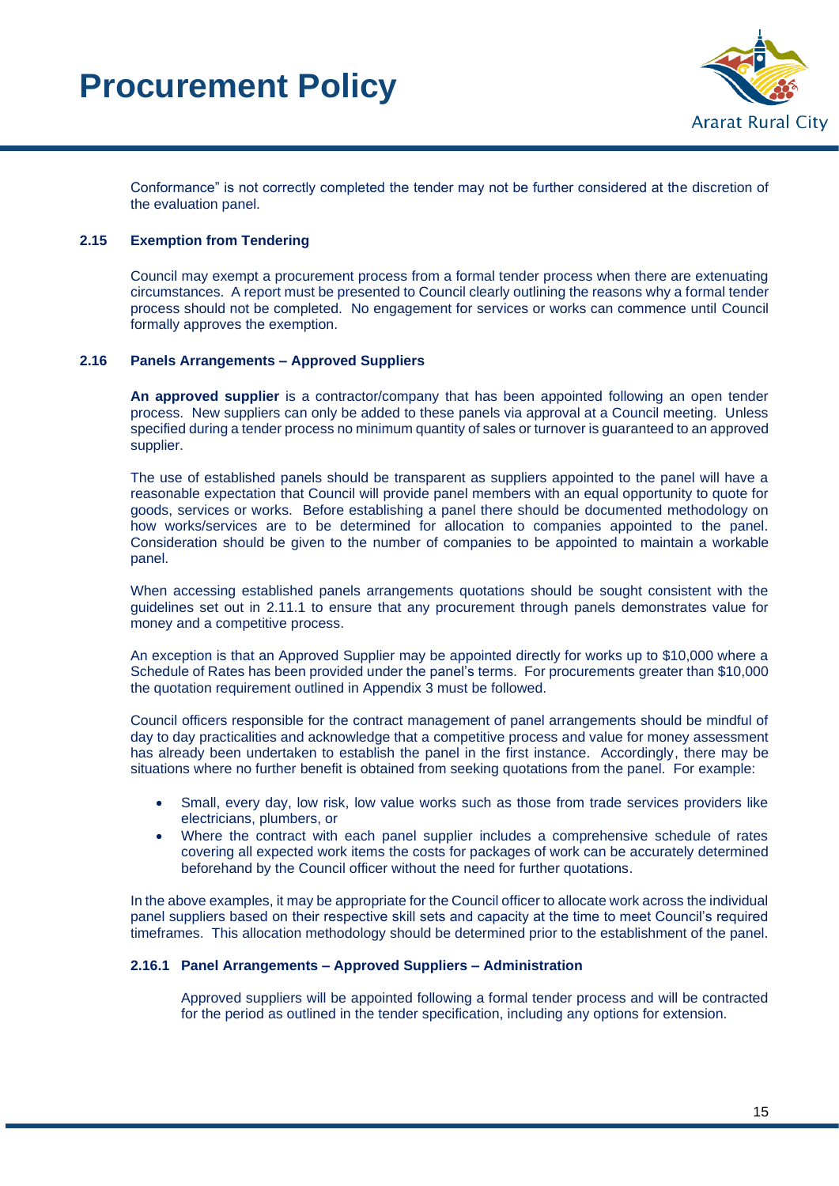Conformance" is not correctly completed the tender may not be further considered at the discretion of the evaluation panel.

### 2.15 Exemption from Tendering

Council may exempt a procurement process from a formal tender process when there are extenuating circumstances. A report must be presented to Council clearly outlining the reasons why a formal tender process should not be completed. No engagement for services or works can commence until Council formally approves the exemption.

### 2.16 Panels Arrangements – Approved Suppliers

**An approved supplier** is a contractor/company that has been appointed following an open tender process. New suppliers can only be added to these panels via approval at a Council meeting. Unless specified during a tender process no minimum quantity of sales or turnover is guaranteed to an approved supplier.

The use of established panels should be transparent as suppliers appointed to the panel will have a reasonable expectation that Council will provide panel members with an equal opportunity to quote for goods, services or works. Before establishing a panel there should be documented methodology on how works/services are to be determined for allocation to companies appointed to the panel. Consideration should be given to the number of companies to be appointed to maintain a workable panel.

When accessing established panels arrangements quotations should be sought consistent with the guidelines set out in 2.11.1 to ensure that any procurement through panels demonstrates value for money and a competitive process.

An exception is that an Approved Supplier may be appointed directly for works up to $10,000 where a Schedule of Rates has been provided under the panel's terms. For procurements greater than $10,000 the quotation requirement outlined in Appendix 3 must be followed.

Council officers responsible for the contract management of panel arrangements should be mindful of day to day practicalities and acknowledge that a competitive process and value for money assessment has already been undertaken to establish the panel in the first instance. Accordingly, there may be situations where no further benefit is obtained from seeking quotations from the panel. For example:

- Small, every day, low risk, low value works such as those from trade services providers like electricians, plumbers, or
- Where the contract with each panel supplier includes a comprehensive schedule of rates covering all expected work items the costs for packages of work can be accurately determined beforehand by the Council officer without the need for further quotations.

In the above examples, it may be appropriate for the Council officer to allocate work across the individual panel suppliers based on their respective skill sets and capacity at the time to meet Council's required timeframes. This allocation methodology should be determined prior to the establishment of the panel.

#### 2.16.1 Panel Arrangements – Approved Suppliers – Administration

Approved suppliers will be appointed following a formal tender process and will be contracted for the period as outlined in the tender specification, including any options for extension.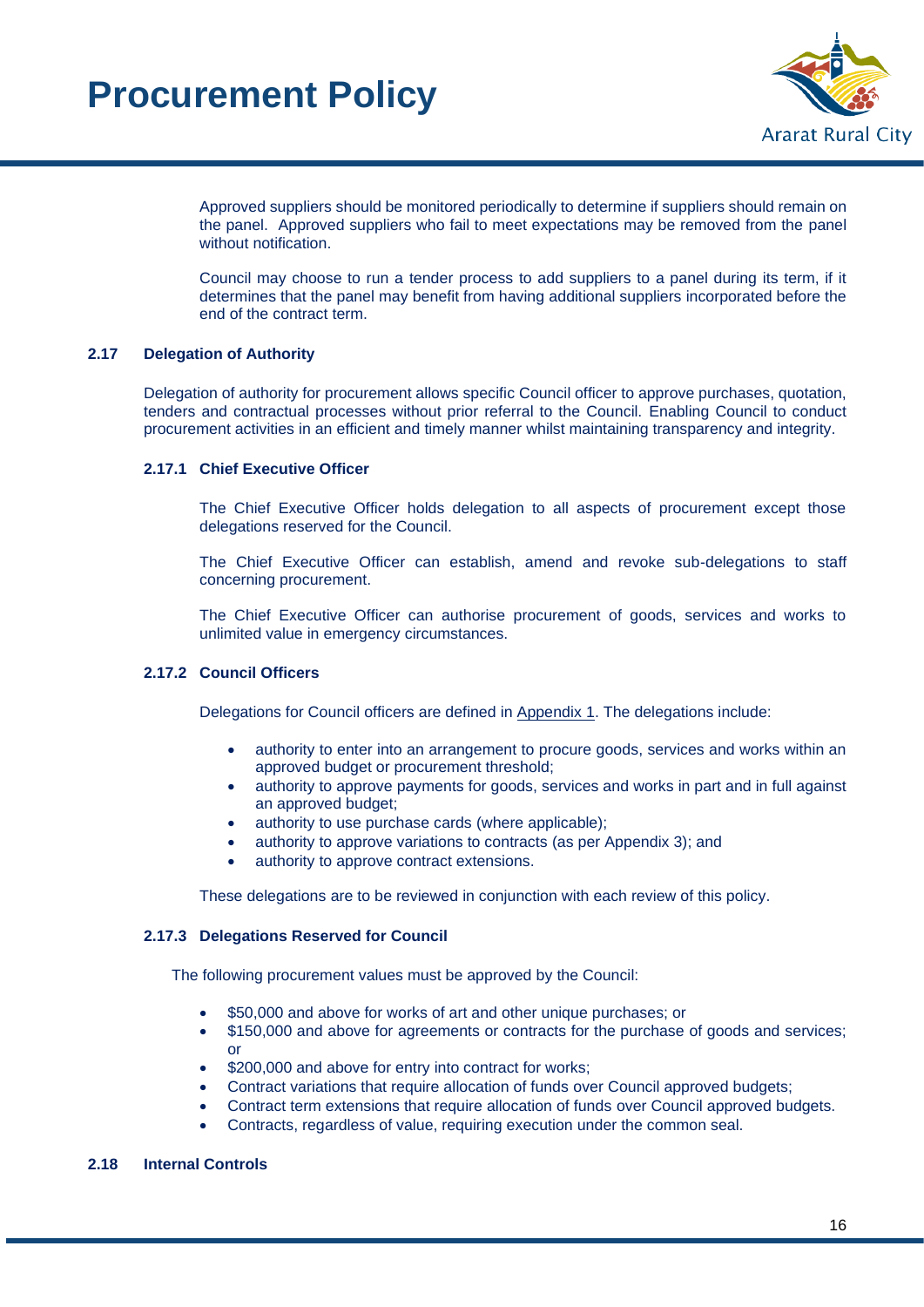Approved suppliers should be monitored periodically to determine if suppliers should remain on the panel. Approved suppliers who fail to meet expectations may be removed from the panel without notification.

Council may choose to run a tender process to add suppliers to a panel during its term, if it determines that the panel may benefit from having additional suppliers incorporated before the end of the contract term.

## 2.17 Delegation of Authority

Delegation of authority for procurement allows specific Council officer to approve purchases, quotation, tenders and contractual processes without prior referral to the Council. Enabling Council to conduct procurement activities in an efficient and timely manner whilst maintaining transparency and integrity.

### 2.17.1 Chief Executive Officer

The Chief Executive Officer holds delegation to all aspects of procurement except those delegations reserved for the Council.

The Chief Executive Officer can establish, amend and revoke sub-delegations to staff concerning procurement.

The Chief Executive Officer can authorise procurement of goods, services and works to unlimited value in emergency circumstances.

### 2.17.2 Council Officers

Delegations for Council officers are defined in Appendix 1. The delegations include:

- authority to enter into an arrangement to procure goods, services and works within an approved budget or procurement threshold;
- authority to approve payments for goods, services and works in part and in full against an approved budget;
- authority to use purchase cards (where applicable);
- authority to approve variations to contracts (as per Appendix 3); and
- authority to approve contract extensions.

These delegations are to be reviewed in conjunction with each review of this policy.

### 2.17.3 Delegations Reserved for Council

The following procurement values must be approved by the Council:

- $50,000 and above for works of art and other unique purchases; or
- $150,000 and above for agreements or contracts for the purchase of goods and services; or
- $200,000 and above for entry into contract for works;
- Contract variations that require allocation of funds over Council approved budgets;
- Contract term extensions that require allocation of funds over Council approved budgets.
- Contracts, regardless of value, requiring execution under the common seal.

## 2.18 Internal Controls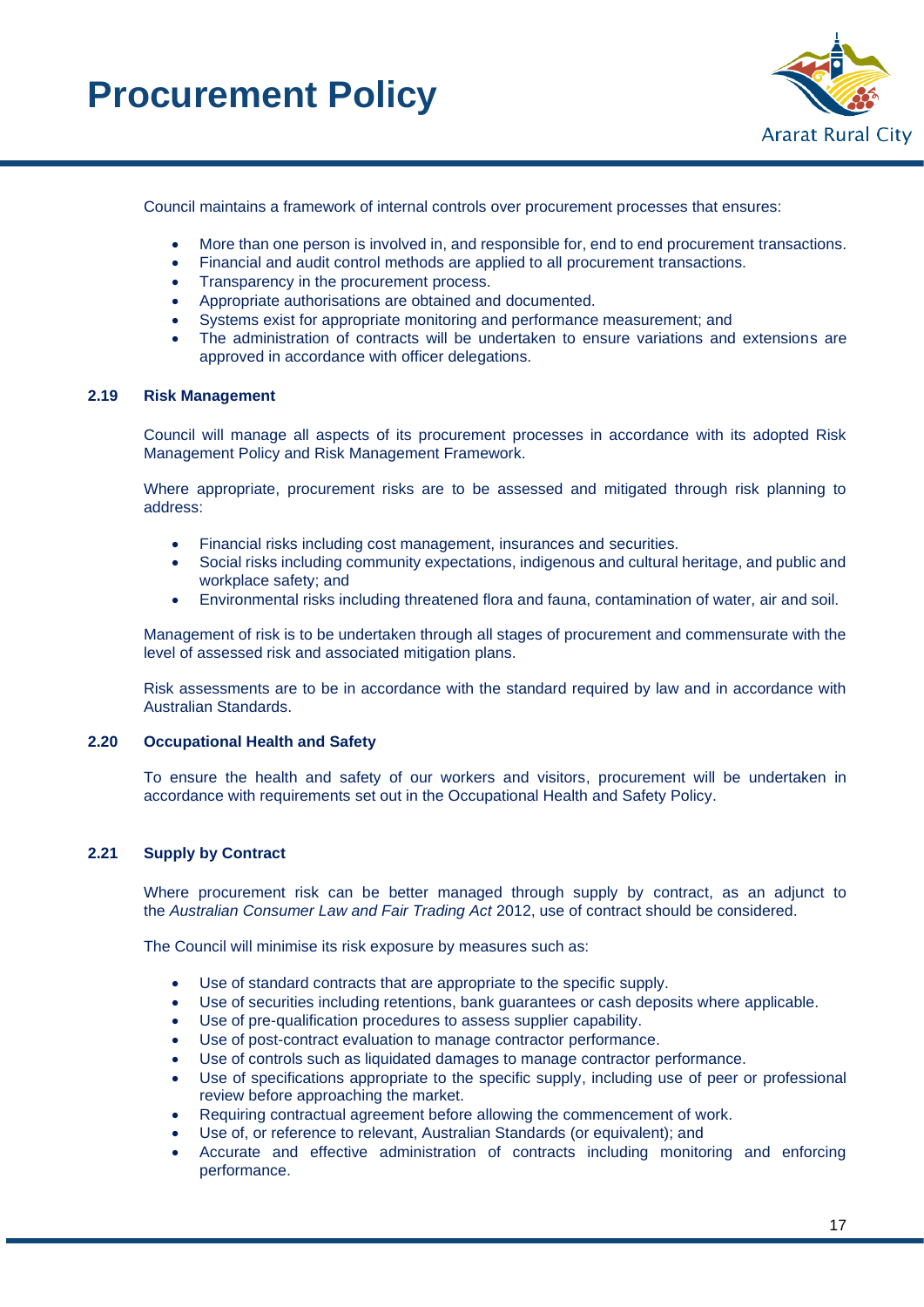Council maintains a framework of internal controls over procurement processes that ensures:

- More than one person is involved in, and responsible for, end to end procurement transactions.
- Financial and audit control methods are applied to all procurement transactions.
- Transparency in the procurement process.
- Appropriate authorisations are obtained and documented.
- Systems exist for appropriate monitoring and performance measurement; and
- The administration of contracts will be undertaken to ensure variations and extensions are approved in accordance with officer delegations.

### 2.19 Risk Management

Council will manage all aspects of its procurement processes in accordance with its adopted Risk Management Policy and Risk Management Framework.

Where appropriate, procurement risks are to be assessed and mitigated through risk planning to address:

- Financial risks including cost management, insurances and securities.
- Social risks including community expectations, indigenous and cultural heritage, and public and workplace safety; and
- Environmental risks including threatened flora and fauna, contamination of water, air and soil.

Management of risk is to be undertaken through all stages of procurement and commensurate with the level of assessed risk and associated mitigation plans.

Risk assessments are to be in accordance with the standard required by law and in accordance with Australian Standards.

### 2.20 Occupational Health and Safety

To ensure the health and safety of our workers and visitors, procurement will be undertaken in accordance with requirements set out in the Occupational Health and Safety Policy.

### 2.21 Supply by Contract

Where procurement risk can be better managed through supply by contract, as an adjunct to the *Australian Consumer Law and Fair Trading Act* 2012, use of contract should be considered.

The Council will minimise its risk exposure by measures such as:

- Use of standard contracts that are appropriate to the specific supply.
- Use of securities including retentions, bank guarantees or cash deposits where applicable.
- Use of pre-qualification procedures to assess supplier capability.
- Use of post-contract evaluation to manage contractor performance.
- Use of controls such as liquidated damages to manage contractor performance.
- Use of specifications appropriate to the specific supply, including use of peer or professional review before approaching the market.
- Requiring contractual agreement before allowing the commencement of work.
- Use of, or reference to relevant, Australian Standards (or equivalent); and
- Accurate and effective administration of contracts including monitoring and enforcing performance.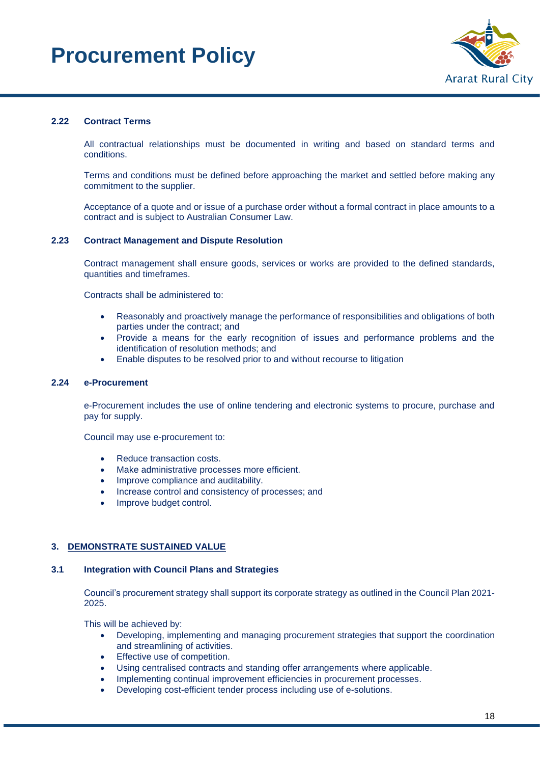### 2.22 Contract Terms

All contractual relationships must be documented in writing and based on standard terms and conditions.

Terms and conditions must be defined before approaching the market and settled before making any commitment to the supplier.

Acceptance of a quote and or issue of a purchase order without a formal contract in place amounts to a contract and is subject to Australian Consumer Law.

### 2.23 Contract Management and Dispute Resolution

Contract management shall ensure goods, services or works are provided to the defined standards, quantities and timeframes.

Contracts shall be administered to:

- Reasonably and proactively manage the performance of responsibilities and obligations of both parties under the contract; and
- Provide a means for the early recognition of issues and performance problems and the identification of resolution methods; and
- Enable disputes to be resolved prior to and without recourse to litigation

### 2.24 e-Procurement

e-Procurement includes the use of online tendering and electronic systems to procure, purchase and pay for supply.

Council may use e-procurement to:

- Reduce transaction costs.
- Make administrative processes more efficient.
- Improve compliance and auditability.
- Increase control and consistency of processes; and
- Improve budget control.

## 3. DEMONSTRATE SUSTAINED VALUE

### 3.1 Integration with Council Plans and Strategies

Council's procurement strategy shall support its corporate strategy as outlined in the Council Plan 2021-2025.

This will be achieved by:

- Developing, implementing and managing procurement strategies that support the coordination and streamlining of activities.
- Effective use of competition.
- Using centralised contracts and standing offer arrangements where applicable.
- Implementing continual improvement efficiencies in procurement processes.
- Developing cost-efficient tender process including use of e-solutions.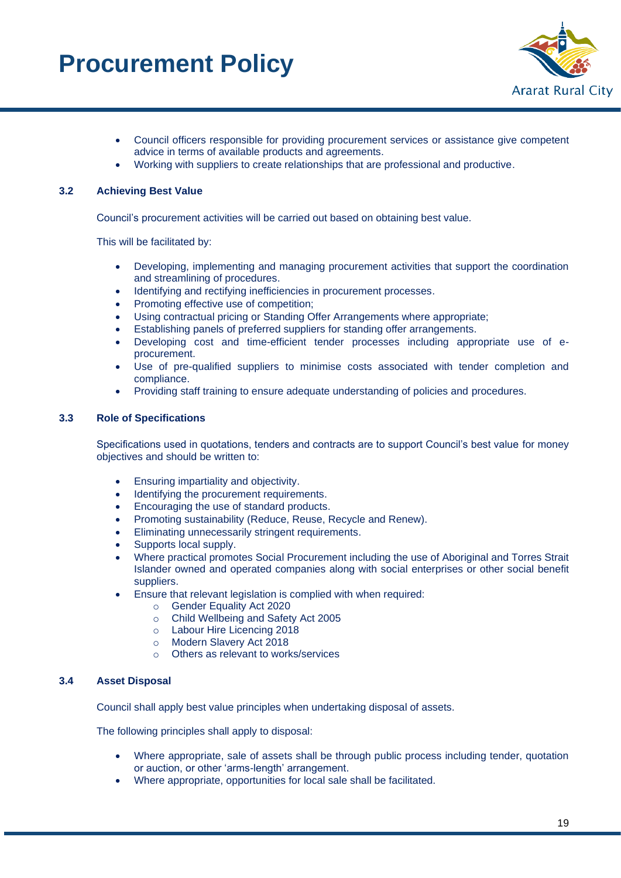- Council officers responsible for providing procurement services or assistance give competent advice in terms of available products and agreements.
- Working with suppliers to create relationships that are professional and productive.

### 3.2 Achieving Best Value

Council's procurement activities will be carried out based on obtaining best value.

This will be facilitated by:

- Developing, implementing and managing procurement activities that support the coordination and streamlining of procedures.
- Identifying and rectifying inefficiencies in procurement processes.
- Promoting effective use of competition;
- Using contractual pricing or Standing Offer Arrangements where appropriate;
- Establishing panels of preferred suppliers for standing offer arrangements.
- Developing cost and time-efficient tender processes including appropriate use of e-procurement.
- Use of pre-qualified suppliers to minimise costs associated with tender completion and compliance.
- Providing staff training to ensure adequate understanding of policies and procedures.

### 3.3 Role of Specifications

Specifications used in quotations, tenders and contracts are to support Council's best value for money objectives and should be written to:

- Ensuring impartiality and objectivity.
- Identifying the procurement requirements.
- Encouraging the use of standard products.
- Promoting sustainability (Reduce, Reuse, Recycle and Renew).
- Eliminating unnecessarily stringent requirements.
- Supports local supply.
- Where practical promotes Social Procurement including the use of Aboriginal and Torres Strait Islander owned and operated companies along with social enterprises or other social benefit suppliers.
- Ensure that relevant legislation is complied with when required:
  - Gender Equality Act 2020
  - Child Wellbeing and Safety Act 2005
  - Labour Hire Licencing 2018
  - Modern Slavery Act 2018
  - Others as relevant to works/services

### 3.4 Asset Disposal

Council shall apply best value principles when undertaking disposal of assets.

The following principles shall apply to disposal:

- Where appropriate, sale of assets shall be through public process including tender, quotation or auction, or other 'arms-length' arrangement.
- Where appropriate, opportunities for local sale shall be facilitated.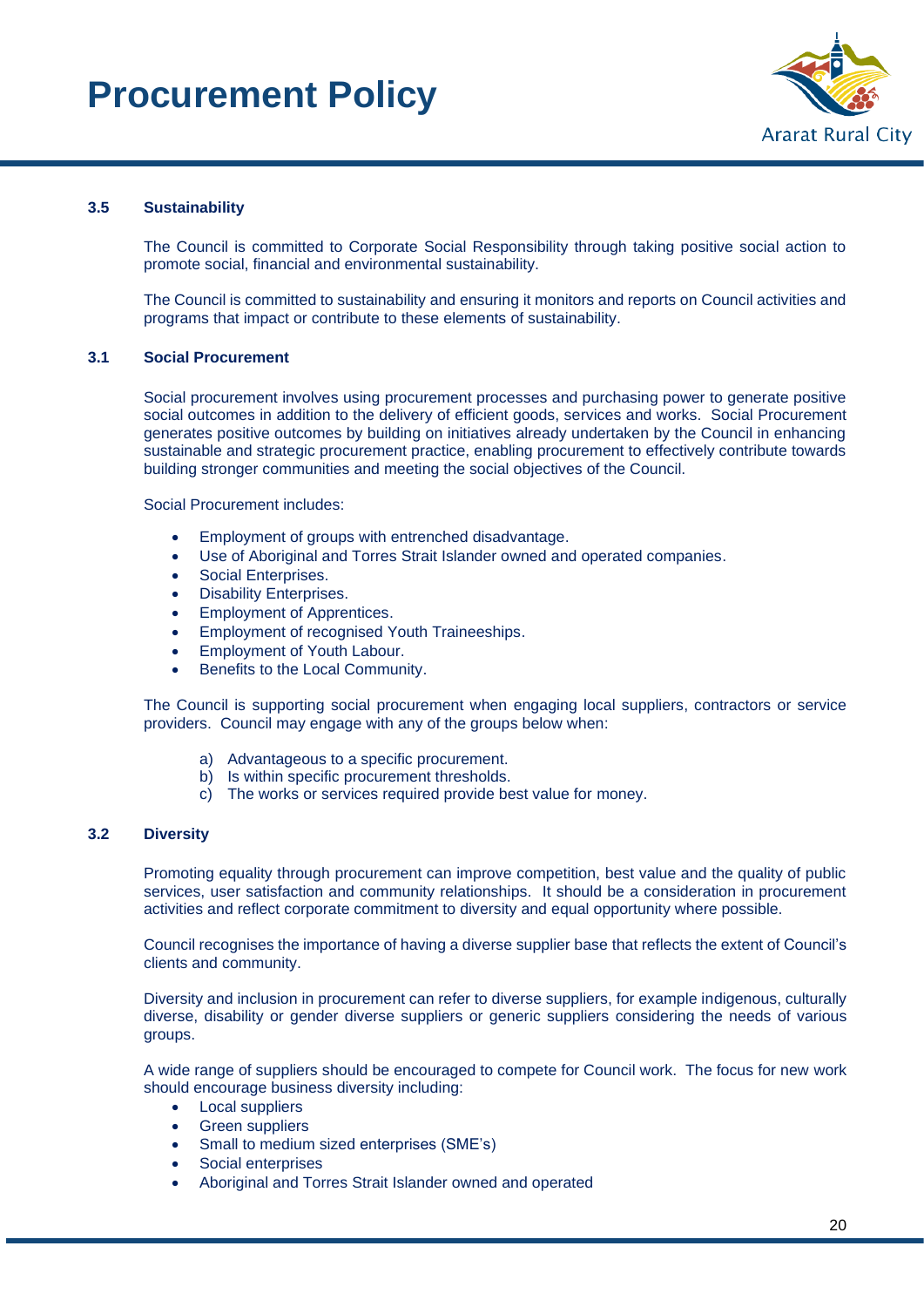### 3.5 Sustainability

The Council is committed to Corporate Social Responsibility through taking positive social action to promote social, financial and environmental sustainability.

The Council is committed to sustainability and ensuring it monitors and reports on Council activities and programs that impact or contribute to these elements of sustainability.

### 3.1 Social Procurement

Social procurement involves using procurement processes and purchasing power to generate positive social outcomes in addition to the delivery of efficient goods, services and works. Social Procurement generates positive outcomes by building on initiatives already undertaken by the Council in enhancing sustainable and strategic procurement practice, enabling procurement to effectively contribute towards building stronger communities and meeting the social objectives of the Council.

Social Procurement includes:

- Employment of groups with entrenched disadvantage.
- Use of Aboriginal and Torres Strait Islander owned and operated companies.
- Social Enterprises.
- Disability Enterprises.
- Employment of Apprentices.
- Employment of recognised Youth Traineeships.
- Employment of Youth Labour.
- Benefits to the Local Community.

The Council is supporting social procurement when engaging local suppliers, contractors or service providers. Council may engage with any of the groups below when:

a) Advantageous to a specific procurement.
b) Is within specific procurement thresholds.
c) The works or services required provide best value for money.

### 3.2 Diversity

Promoting equality through procurement can improve competition, best value and the quality of public services, user satisfaction and community relationships. It should be a consideration in procurement activities and reflect corporate commitment to diversity and equal opportunity where possible.

Council recognises the importance of having a diverse supplier base that reflects the extent of Council's clients and community.

Diversity and inclusion in procurement can refer to diverse suppliers, for example indigenous, culturally diverse, disability or gender diverse suppliers or generic suppliers considering the needs of various groups.

A wide range of suppliers should be encouraged to compete for Council work. The focus for new work should encourage business diversity including:

- Local suppliers
- Green suppliers
- Small to medium sized enterprises (SME's)
- Social enterprises
- Aboriginal and Torres Strait Islander owned and operated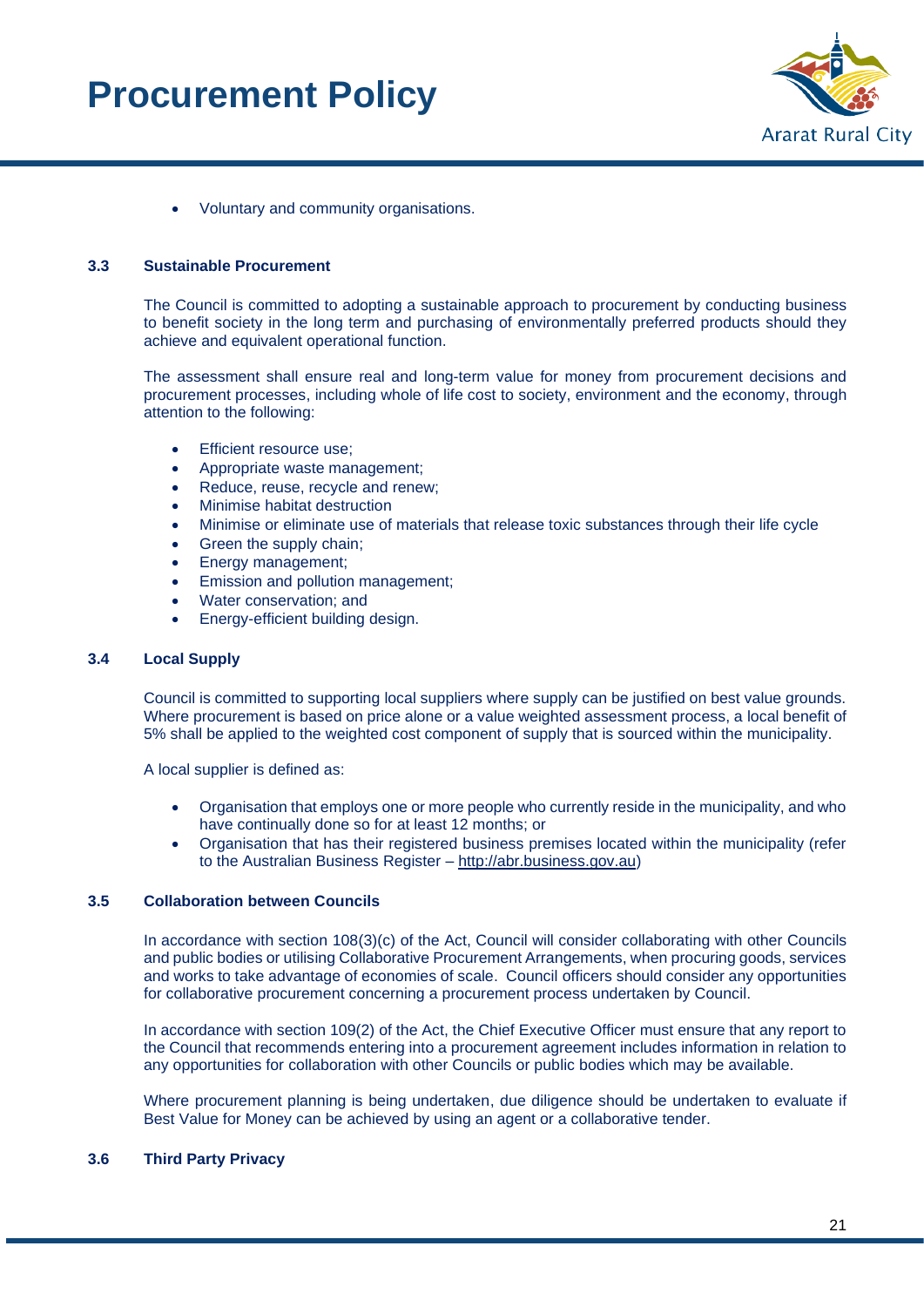- Voluntary and community organisations.

### 3.3 Sustainable Procurement

The Council is committed to adopting a sustainable approach to procurement by conducting business to benefit society in the long term and purchasing of environmentally preferred products should they achieve and equivalent operational function.

The assessment shall ensure real and long-term value for money from procurement decisions and procurement processes, including whole of life cost to society, environment and the economy, through attention to the following:

- Efficient resource use;
- Appropriate waste management;
- Reduce, reuse, recycle and renew;
- Minimise habitat destruction
- Minimise or eliminate use of materials that release toxic substances through their life cycle
- Green the supply chain;
- Energy management;
- Emission and pollution management;
- Water conservation; and
- Energy-efficient building design.

### 3.4 Local Supply

Council is committed to supporting local suppliers where supply can be justified on best value grounds. Where procurement is based on price alone or a value weighted assessment process, a local benefit of 5% shall be applied to the weighted cost component of supply that is sourced within the municipality.

A local supplier is defined as:

- Organisation that employs one or more people who currently reside in the municipality, and who have continually done so for at least 12 months; or
- Organisation that has their registered business premises located within the municipality (refer to the Australian Business Register – http://abr.business.gov.au)

### 3.5 Collaboration between Councils

In accordance with section 108(3)(c) of the Act, Council will consider collaborating with other Councils and public bodies or utilising Collaborative Procurement Arrangements, when procuring goods, services and works to take advantage of economies of scale. Council officers should consider any opportunities for collaborative procurement concerning a procurement process undertaken by Council.

In accordance with section 109(2) of the Act, the Chief Executive Officer must ensure that any report to the Council that recommends entering into a procurement agreement includes information in relation to any opportunities for collaboration with other Councils or public bodies which may be available.

Where procurement planning is being undertaken, due diligence should be undertaken to evaluate if Best Value for Money can be achieved by using an agent or a collaborative tender.

### 3.6 Third Party Privacy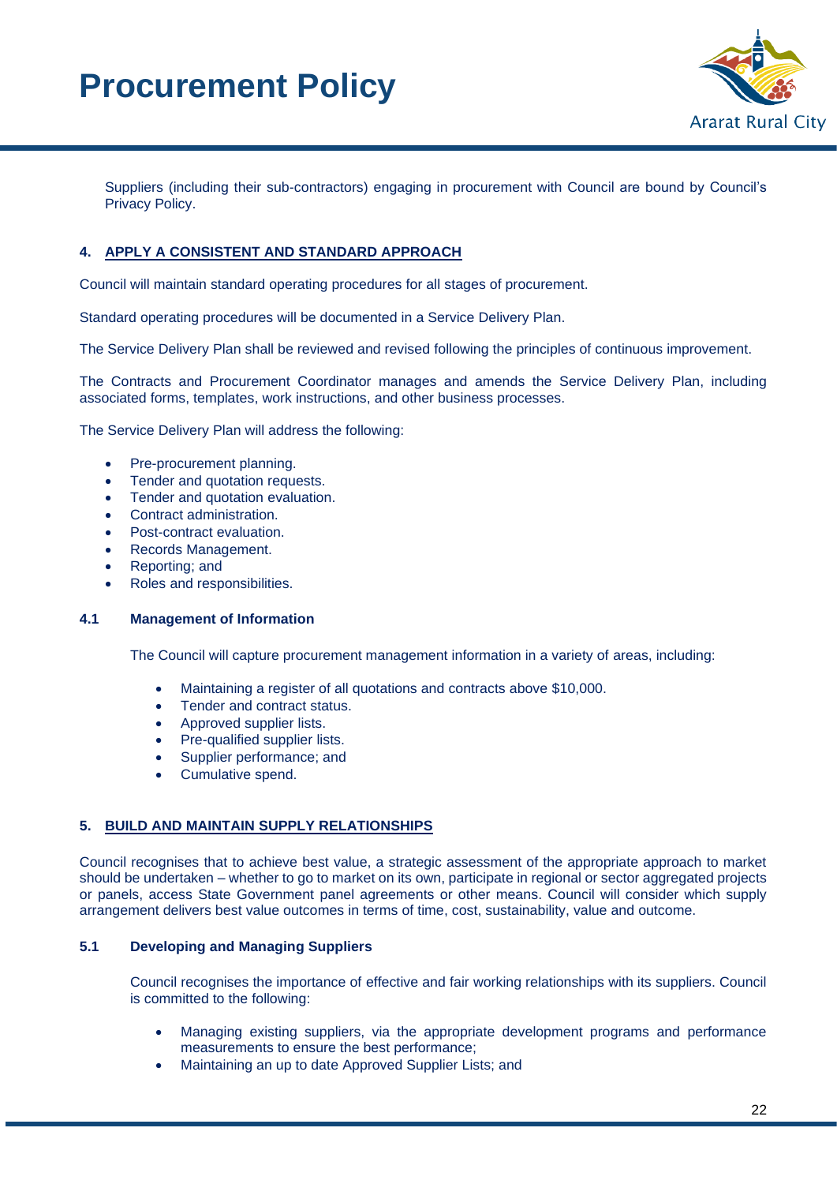Suppliers (including their sub-contractors) engaging in procurement with Council are bound by Council's Privacy Policy.

## 4. APPLY A CONSISTENT AND STANDARD APPROACH

Council will maintain standard operating procedures for all stages of procurement.

Standard operating procedures will be documented in a Service Delivery Plan.

The Service Delivery Plan shall be reviewed and revised following the principles of continuous improvement.

The Contracts and Procurement Coordinator manages and amends the Service Delivery Plan, including associated forms, templates, work instructions, and other business processes.

The Service Delivery Plan will address the following:

- Pre-procurement planning.
- Tender and quotation requests.
- Tender and quotation evaluation.
- Contract administration.
- Post-contract evaluation.
- Records Management.
- Reporting; and
- Roles and responsibilities.

### 4.1 Management of Information

The Council will capture procurement management information in a variety of areas, including:

- Maintaining a register of all quotations and contracts above $10,000.
- Tender and contract status.
- Approved supplier lists.
- Pre-qualified supplier lists.
- Supplier performance; and
- Cumulative spend.

## 5. BUILD AND MAINTAIN SUPPLY RELATIONSHIPS

Council recognises that to achieve best value, a strategic assessment of the appropriate approach to market should be undertaken – whether to go to market on its own, participate in regional or sector aggregated projects or panels, access State Government panel agreements or other means. Council will consider which supply arrangement delivers best value outcomes in terms of time, cost, sustainability, value and outcome.

### 5.1 Developing and Managing Suppliers

Council recognises the importance of effective and fair working relationships with its suppliers. Council is committed to the following:

- Managing existing suppliers, via the appropriate development programs and performance measurements to ensure the best performance;
- Maintaining an up to date Approved Supplier Lists; and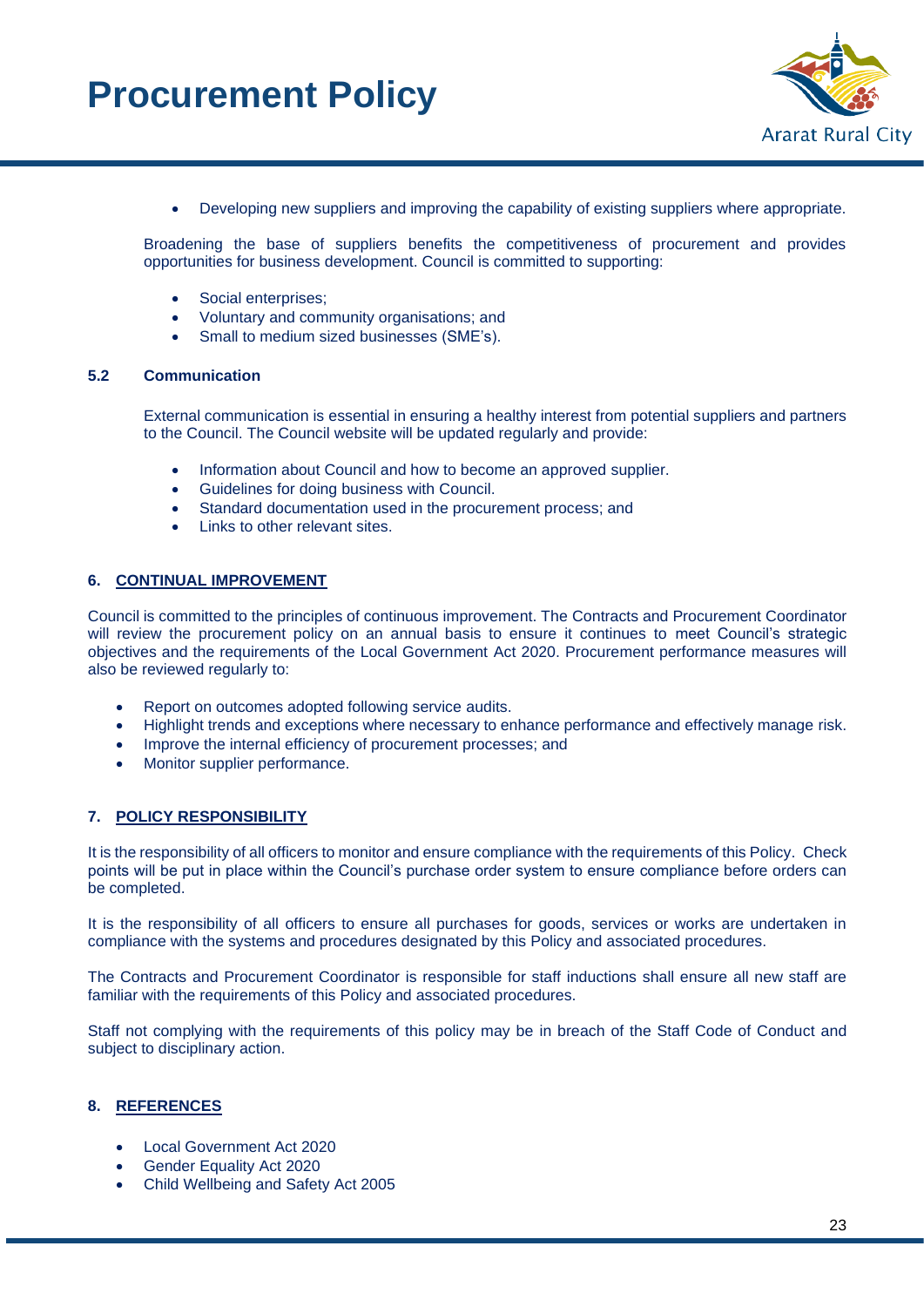- Developing new suppliers and improving the capability of existing suppliers where appropriate.

Broadening the base of suppliers benefits the competitiveness of procurement and provides opportunities for business development. Council is committed to supporting:

- Social enterprises;
- Voluntary and community organisations; and
- Small to medium sized businesses (SME's).

### 5.2 Communication

External communication is essential in ensuring a healthy interest from potential suppliers and partners to the Council. The Council website will be updated regularly and provide:

- Information about Council and how to become an approved supplier.
- Guidelines for doing business with Council.
- Standard documentation used in the procurement process; and
- Links to other relevant sites.

## 6. CONTINUAL IMPROVEMENT

Council is committed to the principles of continuous improvement. The Contracts and Procurement Coordinator will review the procurement policy on an annual basis to ensure it continues to meet Council's strategic objectives and the requirements of the Local Government Act 2020. Procurement performance measures will also be reviewed regularly to:

- Report on outcomes adopted following service audits.
- Highlight trends and exceptions where necessary to enhance performance and effectively manage risk.
- Improve the internal efficiency of procurement processes; and
- Monitor supplier performance.

## 7. POLICY RESPONSIBILITY

It is the responsibility of all officers to monitor and ensure compliance with the requirements of this Policy. Check points will be put in place within the Council's purchase order system to ensure compliance before orders can be completed.

It is the responsibility of all officers to ensure all purchases for goods, services or works are undertaken in compliance with the systems and procedures designated by this Policy and associated procedures.

The Contracts and Procurement Coordinator is responsible for staff inductions shall ensure all new staff are familiar with the requirements of this Policy and associated procedures.

Staff not complying with the requirements of this policy may be in breach of the Staff Code of Conduct and subject to disciplinary action.

## 8. REFERENCES

- Local Government Act 2020
- Gender Equality Act 2020
- Child Wellbeing and Safety Act 2005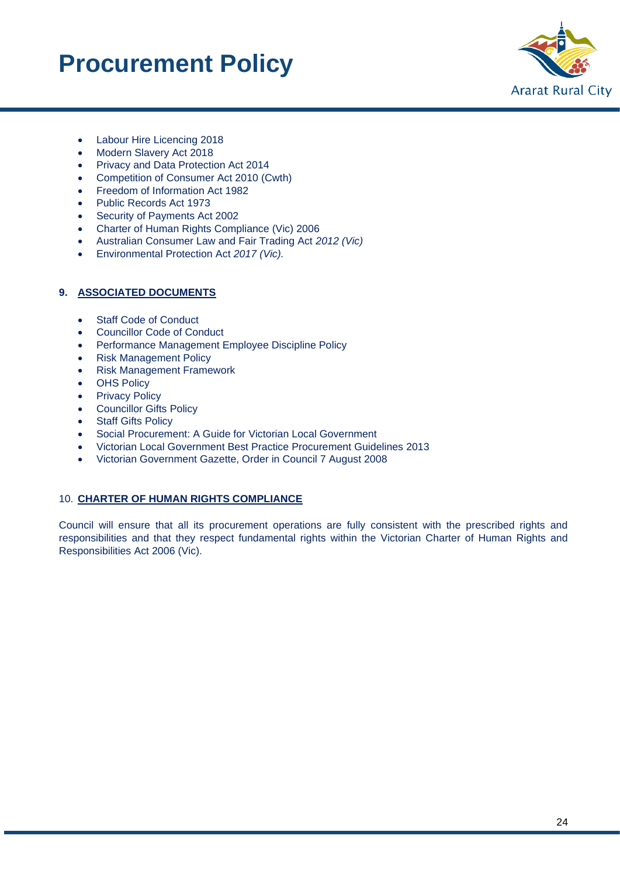- Labour Hire Licencing 2018
- Modern Slavery Act 2018
- Privacy and Data Protection Act 2014
- Competition of Consumer Act 2010 (Cwth)
- Freedom of Information Act 1982
- Public Records Act 1973
- Security of Payments Act 2002
- Charter of Human Rights Compliance (Vic) 2006
- Australian Consumer Law and Fair Trading Act *2012 (Vic)*
- Environmental Protection Act *2017 (Vic).*

## 9. ASSOCIATED DOCUMENTS

- Staff Code of Conduct
- Councillor Code of Conduct
- Performance Management Employee Discipline Policy
- Risk Management Policy
- Risk Management Framework
- OHS Policy
- Privacy Policy
- Councillor Gifts Policy
- Staff Gifts Policy
- Social Procurement: A Guide for Victorian Local Government
- Victorian Local Government Best Practice Procurement Guidelines 2013
- Victorian Government Gazette, Order in Council 7 August 2008

## 10. CHARTER OF HUMAN RIGHTS COMPLIANCE

Council will ensure that all its procurement operations are fully consistent with the prescribed rights and responsibilities and that they respect fundamental rights within the Victorian Charter of Human Rights and Responsibilities Act 2006 (Vic).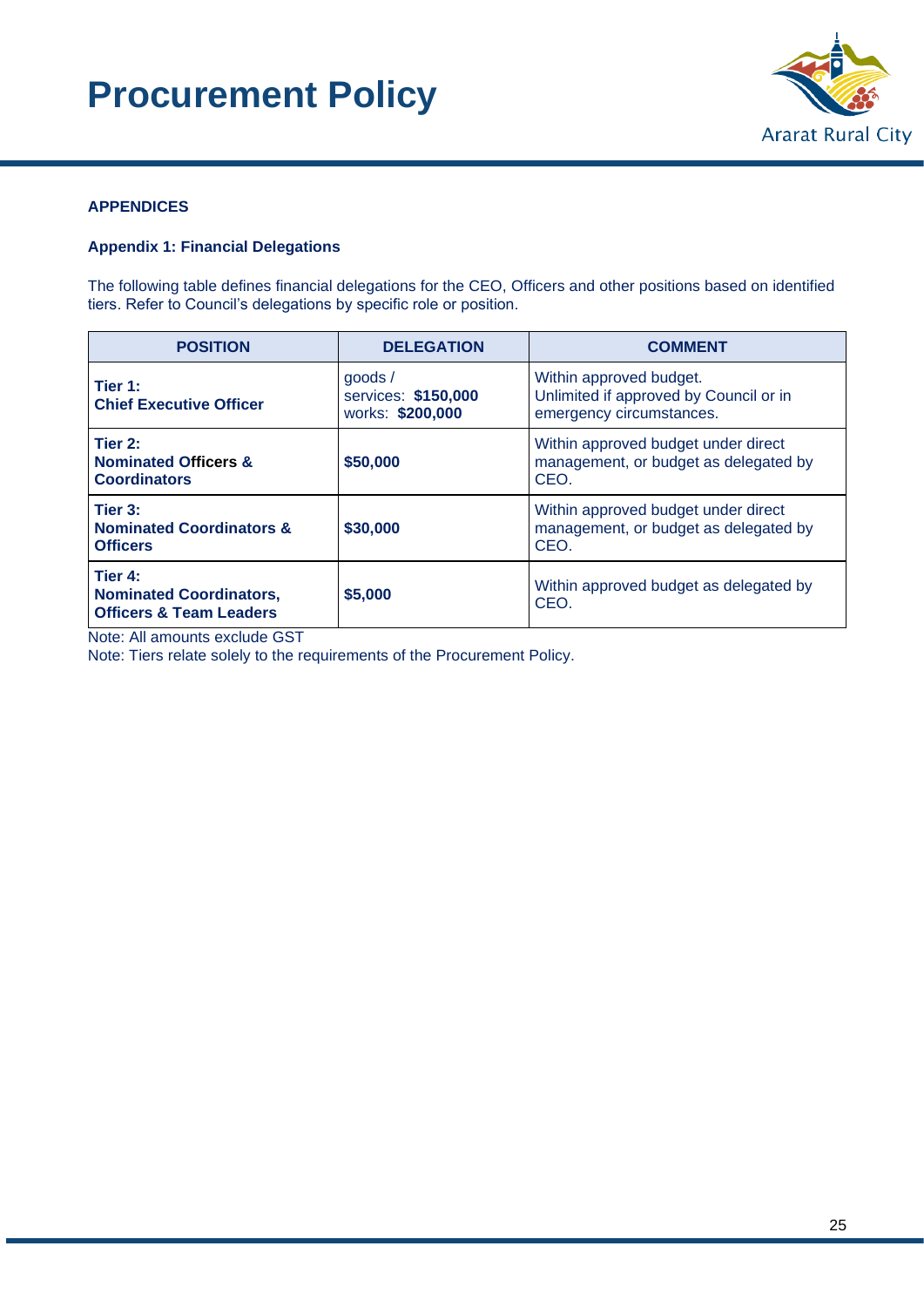# Procurement Policy

**APPENDICES**

**Appendix 1: Financial Delegations**

The following table defines financial delegations for the CEO, Officers and other positions based on identified tiers. Refer to Council's delegations by specific role or position.

| POSITION | DELEGATION | COMMENT |
|---|---|---|
| **Tier 1:** **Chief Executive Officer** | goods / services: **$150,000** works: **$200,000** | Within approved budget. Unlimited if approved by Council or in emergency circumstances. |
| **Tier 2:** **Nominated Officers & Coordinators** | **$50,000** | Within approved budget under direct management, or budget as delegated by CEO. |
| **Tier 3:** **Nominated Coordinators & Officers** | **$30,000** | Within approved budget under direct management, or budget as delegated by CEO. |
| **Tier 4:** **Nominated Coordinators, Officers & Team Leaders** | **$5,000** | Within approved budget as delegated by CEO. |

Note: All amounts exclude GST
Note: Tiers relate solely to the requirements of the Procurement Policy.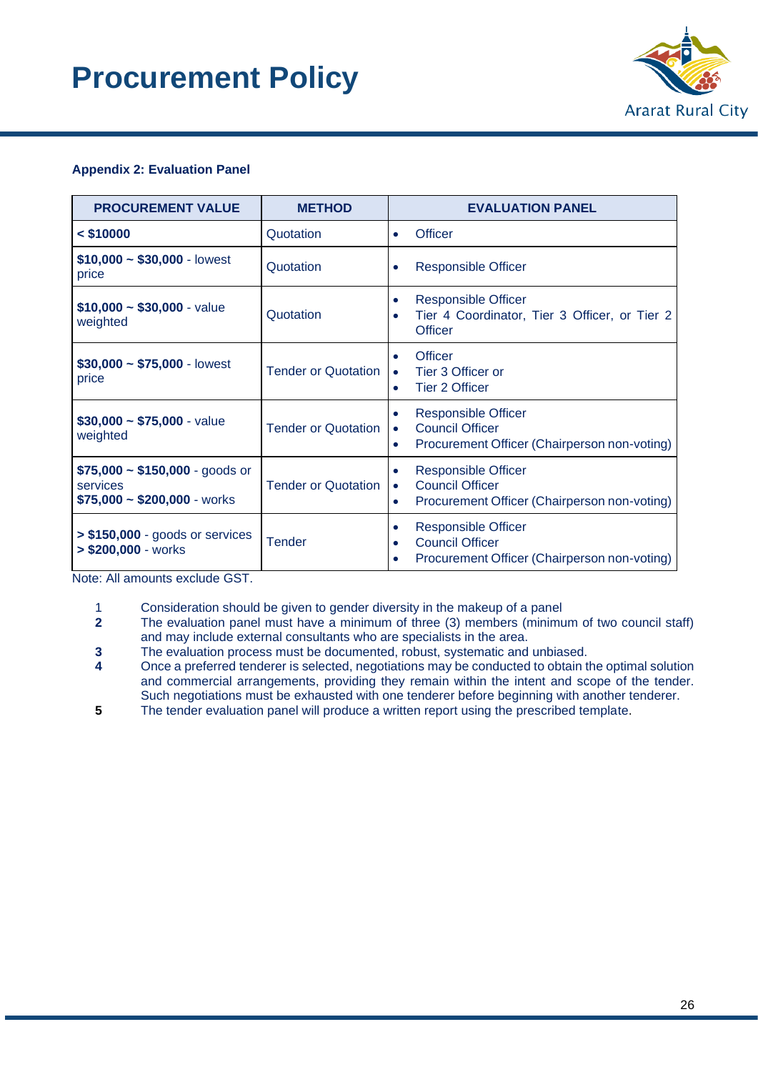# Procurement Policy

**Appendix 2: Evaluation Panel**

| PROCUREMENT VALUE | METHOD | EVALUATION PANEL |
|---|---|---|
| **< $10000** | Quotation | • Officer |
| **$10,000 ~ $30,000** - lowest price | Quotation | • Responsible Officer |
| **$10,000 ~ $30,000** - value weighted | Quotation | • Responsible Officer<br>• Tier 4 Coordinator, Tier 3 Officer, or Tier 2 Officer |
| **$30,000 ~ $75,000** - lowest price | Tender or Quotation | • Officer<br>• Tier 3 Officer or<br>• Tier 2 Officer |
| **$30,000 ~ $75,000** - value weighted | Tender or Quotation | • Responsible Officer<br>• Council Officer<br>• Procurement Officer (Chairperson non-voting) |
| **$75,000 ~ $150,000** - goods or services<br>**$75,000 ~ $200,000** - works | Tender or Quotation | • Responsible Officer<br>• Council Officer<br>• Procurement Officer (Chairperson non-voting) |
| **> $150,000** - goods or services<br>**> $200,000** - works | Tender | • Responsible Officer<br>• Council Officer<br>• Procurement Officer (Chairperson non-voting) |

Note: All amounts exclude GST.

1. Consideration should be given to gender diversity in the makeup of a panel
2. The evaluation panel must have a minimum of three (3) members (minimum of two council staff) and may include external consultants who are specialists in the area.
3. The evaluation process must be documented, robust, systematic and unbiased.
4. Once a preferred tenderer is selected, negotiations may be conducted to obtain the optimal solution and commercial arrangements, providing they remain within the intent and scope of the tender. Such negotiations must be exhausted with one tenderer before beginning with another tenderer.
5. The tender evaluation panel will produce a written report using the prescribed template.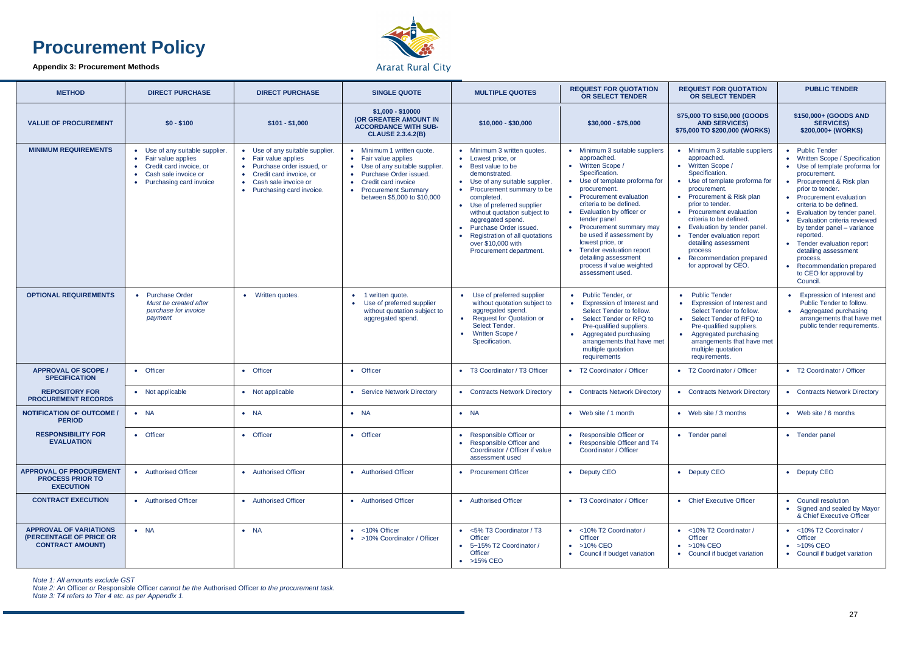# Procurement Policy

**Appendix 3: Procurement Methods**

Ararat Rural City

| METHOD | DIRECT PURCHASE | DIRECT PURCHASE | SINGLE QUOTE | MULTIPLE QUOTES | REQUEST FOR QUOTATION OR SELECT TENDER | REQUEST FOR QUOTATION OR SELECT TENDER | PUBLIC TENDER |
|---|---|---|---|---|---|---|---|
| **VALUE OF PROCUREMENT** | **$0 - $100** | **$101 - $1,000** | **$1,000 - $10000 (OR GREATER AMOUNT IN ACCORDANCE WITH SUB-CLAUSE 2.3.4.2(B)** | **$10,000 - $30,000** | **$30,000 - $75,000** | **$75,000 TO $150,000 (GOODS AND SERVICES) $75,000 TO $200,000 (WORKS)** | **$150,000+ (GOODS AND SERVICES) $200,000+ (WORKS)** |
| **MINIMUM REQUIREMENTS** | • Use of any suitable supplier. • Fair value applies • Credit card invoice, or • Cash sale invoice or • Purchasing card invoice | • Use of any suitable supplier. • Fair value applies • Purchase order issued, or • Credit card invoice, or • Cash sale invoice or • Purchasing card invoice. | • Minimum 1 written quote. • Fair value applies • Use of any suitable supplier. • Purchase Order issued. • Credit card invoice • Procurement Summary between $5,000 to $10,000 | • Minimum 3 written quotes. • Lowest price, or • Best value to be demonstrated. • Use of any suitable supplier. • Procurement summary to be completed. • Use of preferred supplier without quotation subject to aggregated spend. • Purchase Order issued. • Registration of all quotations over $10,000 with Procurement department. | • Minimum 3 suitable suppliers approached. • Written Scope / Specification. • Use of template proforma for procurement. • Procurement evaluation criteria to be defined. • Evaluation by officer or tender panel • Procurement summary may be used if assessment by lowest price, or • Tender evaluation report detailing assessment process if value weighted assessment used. | • Minimum 3 suitable suppliers approached. • Written Scope / Specification. • Use of template proforma for procurement. • Procurement & Risk plan prior to tender. • Procurement evaluation criteria to be defined. • Evaluation by tender panel. • Tender evaluation report detailing assessment process • Recommendation prepared for approval by CEO. | • Public Tender • Written Scope / Specification • Use of template proforma for procurement. • Procurement & Risk plan prior to tender. • Procurement evaluation criteria to be defined. • Evaluation by tender panel. • Evaluation criteria reviewed by tender panel – variance reported. • Tender evaluation report detailing assessment process. • Recommendation prepared to CEO for approval by Council. |
| **OPTIONAL REQUIREMENTS** | • Purchase Order *Must be created after purchase for invoice payment* | • Written quotes. | • 1 written quote. • Use of preferred supplier without quotation subject to aggregated spend. | • Use of preferred supplier without quotation subject to aggregated spend. • Request for Quotation or Select Tender. • Written Scope / Specification. | • Public Tender, or • Expression of Interest and Select Tender to follow. • Select Tender or RFQ to Pre-qualified suppliers. • Aggregated purchasing arrangements that have met multiple quotation requirements | • Public Tender • Expression of Interest and Select Tender to follow. • Select Tender of RFQ to Pre-qualified suppliers. • Aggregated purchasing arrangements that have met multiple quotation requirements. | • Expression of Interest and Public Tender to follow. • Aggregated purchasing arrangements that have met public tender requirements. |
| **APPROVAL OF SCOPE / SPECIFICATION** | • Officer | • Officer | • Officer | • T3 Coordinator / T3 Officer | • T2 Coordinator / Officer | • T2 Coordinator / Officer | • T2 Coordinator / Officer |
| **REPOSITORY FOR PROCUREMENT RECORDS** | • Not applicable | • Not applicable | • Service Network Directory | • Contracts Network Directory | • Contracts Network Directory | • Contracts Network Directory | • Contracts Network Directory |
| **NOTIFICATION OF OUTCOME / PERIOD** | • NA | • NA | • NA | • NA | • Web site / 1 month | • Web site / 3 months | • Web site / 6 months |
| **RESPONSIBILITY FOR EVALUATION** | • Officer | • Officer | • Officer | • Responsible Officer or • Responsible Officer and Coordinator / Officer if value assessment used | • Responsible Officer or • Responsible Officer and T4 Coordinator / Officer | • Tender panel | • Tender panel |
| **APPROVAL OF PROCUREMENT PROCESS PRIOR TO EXECUTION** | • Authorised Officer | • Authorised Officer | • Authorised Officer | • Procurement Officer | • Deputy CEO | • Deputy CEO | • Deputy CEO |
| **CONTRACT EXECUTION** | • Authorised Officer | • Authorised Officer | • Authorised Officer | • Authorised Officer | • T3 Coordinator / Officer | • Chief Executive Officer | • Council resolution • Signed and sealed by Mayor & Chief Executive Officer |
| **APPROVAL OF VARIATIONS (PERCENTAGE OF PRICE OR CONTRACT AMOUNT)** | • NA | • NA | • <10% Officer • >10% Coordinator / Officer | • <5% T3 Coordinator / T3 Officer • 5–15% T2 Coordinator / Officer • >15% CEO | • <10% T2 Coordinator / Officer • >10% CEO • Council if budget variation | • <10% T2 Coordinator / Officer • >10% CEO • Council if budget variation | • <10% T2 Coordinator / Officer • >10% CEO • Council if budget variation |

*Note 1: All amounts exclude GST*
*Note 2: An* Officer *or* Responsible Officer *cannot be the* Authorised Officer *to the procurement task.*
*Note 3: T4 refers to Tier 4 etc. as per Appendix 1.*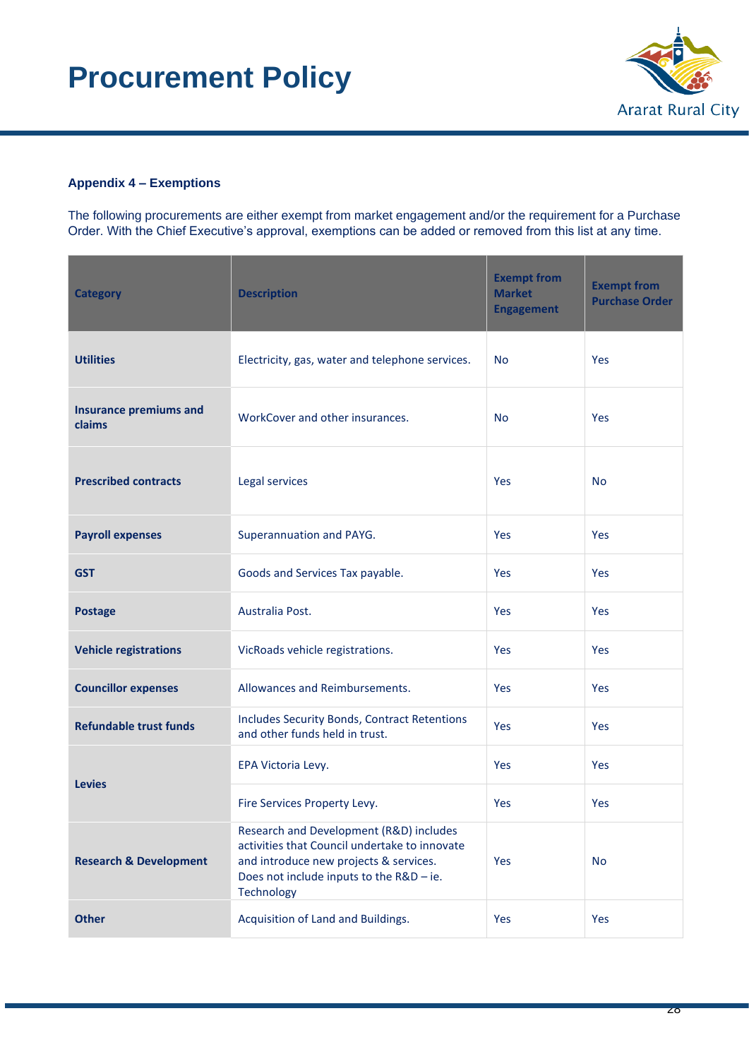# Procurement Policy

### Appendix 4 – Exemptions

The following procurements are either exempt from market engagement and/or the requirement for a Purchase Order. With the Chief Executive's approval, exemptions can be added or removed from this list at any time.

| Category | Description | Exempt from Market Engagement | Exempt from Purchase Order |
|---|---|---|---|
| Utilities | Electricity, gas, water and telephone services. | No | Yes |
| Insurance premiums and claims | WorkCover and other insurances. | No | Yes |
| Prescribed contracts | Legal services | Yes | No |
| Payroll expenses | Superannuation and PAYG. | Yes | Yes |
| GST | Goods and Services Tax payable. | Yes | Yes |
| Postage | Australia Post. | Yes | Yes |
| Vehicle registrations | VicRoads vehicle registrations. | Yes | Yes |
| Councillor expenses | Allowances and Reimbursements. | Yes | Yes |
| Refundable trust funds | Includes Security Bonds, Contract Retentions and other funds held in trust. | Yes | Yes |
| Levies | EPA Victoria Levy. | Yes | Yes |
| | Fire Services Property Levy. | Yes | Yes |
| Research & Development | Research and Development (R&D) includes activities that Council undertake to innovate and introduce new projects & services. Does not include inputs to the R&D – ie. Technology | Yes | No |
| Other | Acquisition of Land and Buildings. | Yes | Yes |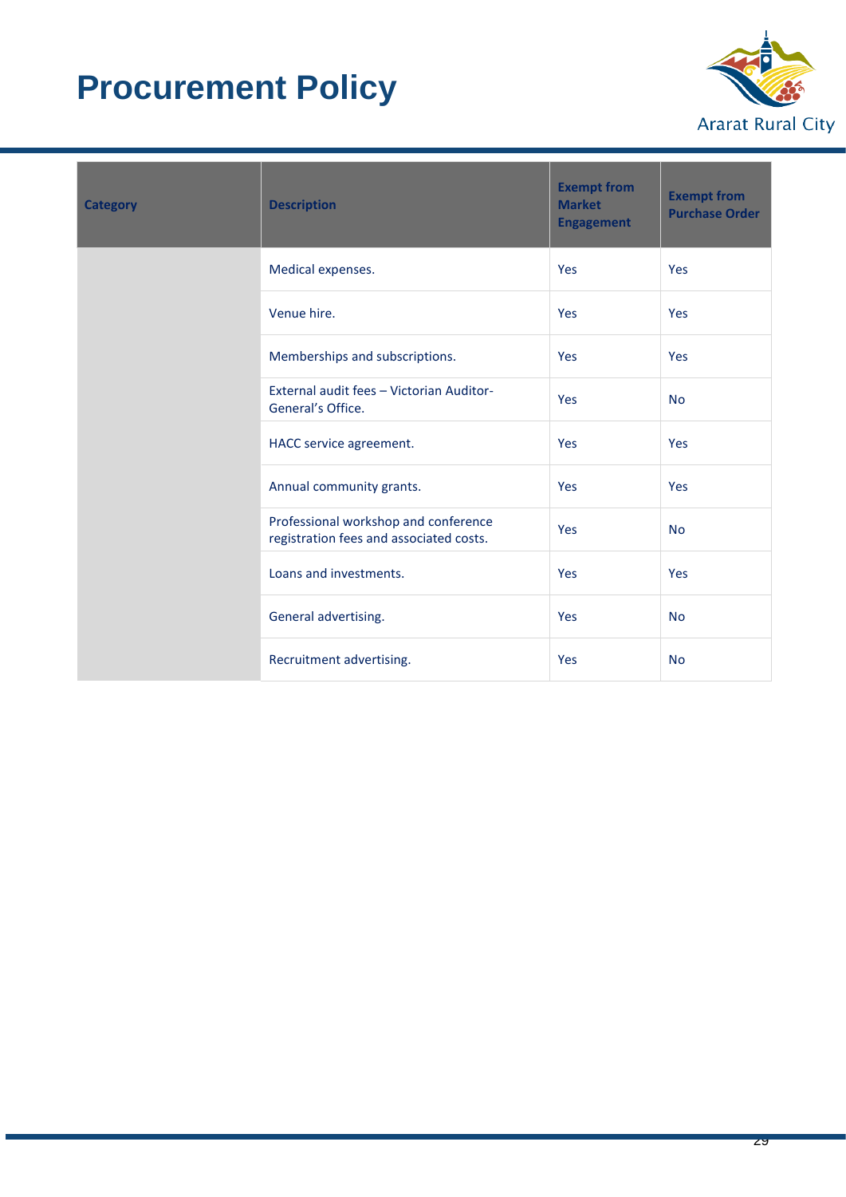| Category | Description | Exempt from Market Engagement | Exempt from Purchase Order |
|---|---|---|---|
| | Medical expenses. | Yes | Yes |
| | Venue hire. | Yes | Yes |
| | Memberships and subscriptions. | Yes | Yes |
| | External audit fees – Victorian Auditor-General's Office. | Yes | No |
| | HACC service agreement. | Yes | Yes |
| | Annual community grants. | Yes | Yes |
| | Professional workshop and conference registration fees and associated costs. | Yes | No |
| | Loans and investments. | Yes | Yes |
| | General advertising. | Yes | No |
| | Recruitment advertising. | Yes | No |